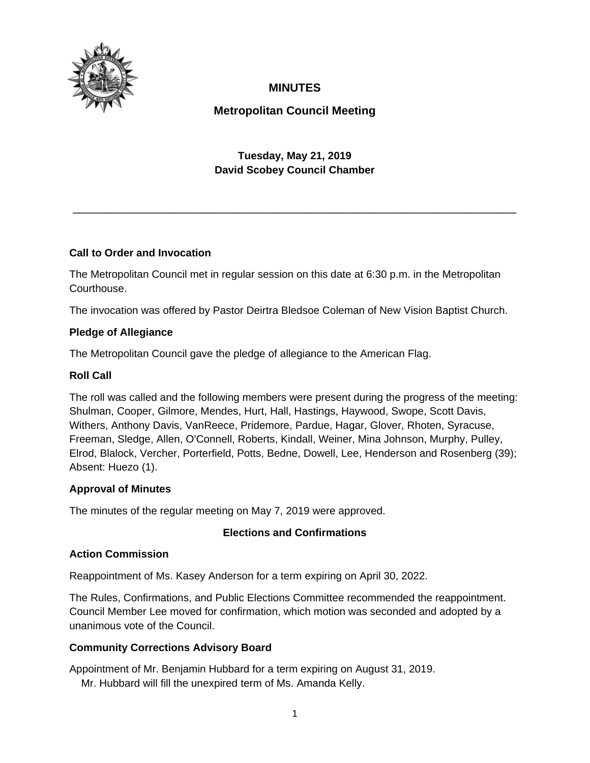# MINUTES

## Metropolitan Council Meeting

**Tuesday, May 21, 2019**
**David Scobey Council Chamber**

---

### Call to Order and Invocation

The Metropolitan Council met in regular session on this date at 6:30 p.m. in the Metropolitan Courthouse.

The invocation was offered by Pastor Deirtra Bledsoe Coleman of New Vision Baptist Church.

### Pledge of Allegiance

The Metropolitan Council gave the pledge of allegiance to the American Flag.

### Roll Call

The roll was called and the following members were present during the progress of the meeting: Shulman, Cooper, Gilmore, Mendes, Hurt, Hall, Hastings, Haywood, Swope, Scott Davis, Withers, Anthony Davis, VanReece, Pridemore, Pardue, Hagar, Glover, Rhoten, Syracuse, Freeman, Sledge, Allen, O'Connell, Roberts, Kindall, Weiner, Mina Johnson, Murphy, Pulley, Elrod, Blalock, Vercher, Porterfield, Potts, Bedne, Dowell, Lee, Henderson and Rosenberg (39); Absent: Huezo (1).

### Approval of Minutes

The minutes of the regular meeting on May 7, 2019 were approved.

## Elections and Confirmations

### Action Commission

Reappointment of Ms. Kasey Anderson for a term expiring on April 30, 2022.

The Rules, Confirmations, and Public Elections Committee recommended the reappointment. Council Member Lee moved for confirmation, which motion was seconded and adopted by a unanimous vote of the Council.

### Community Corrections Advisory Board

Appointment of Mr. Benjamin Hubbard for a term expiring on August 31, 2019.
Mr. Hubbard will fill the unexpired term of Ms. Amanda Kelly.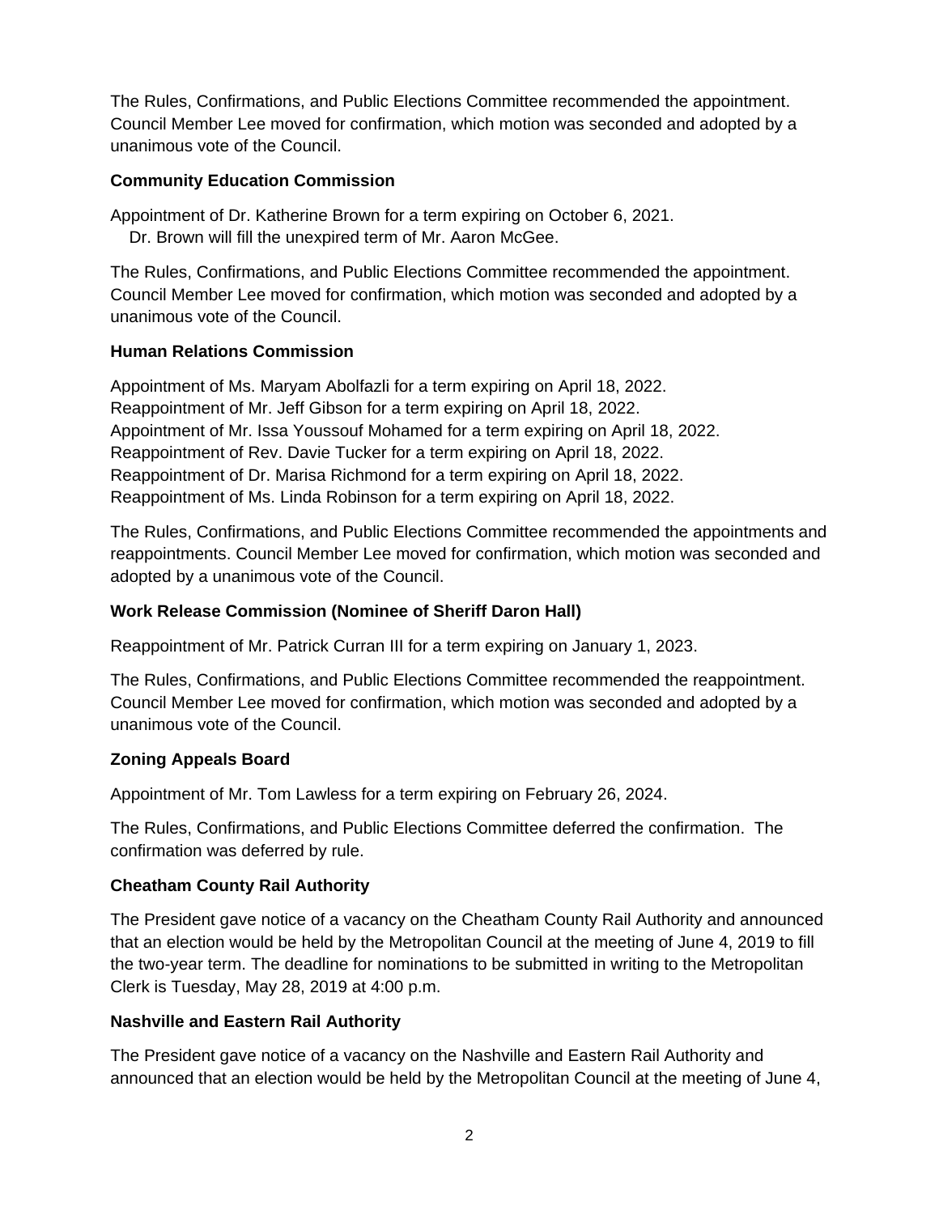The Rules, Confirmations, and Public Elections Committee recommended the appointment. Council Member Lee moved for confirmation, which motion was seconded and adopted by a unanimous vote of the Council.

**Community Education Commission**

Appointment of Dr. Katherine Brown for a term expiring on October 6, 2021.
Dr. Brown will fill the unexpired term of Mr. Aaron McGee.

The Rules, Confirmations, and Public Elections Committee recommended the appointment. Council Member Lee moved for confirmation, which motion was seconded and adopted by a unanimous vote of the Council.

**Human Relations Commission**

Appointment of Ms. Maryam Abolfazli for a term expiring on April 18, 2022.
Reappointment of Mr. Jeff Gibson for a term expiring on April 18, 2022.
Appointment of Mr. Issa Youssouf Mohamed for a term expiring on April 18, 2022.
Reappointment of Rev. Davie Tucker for a term expiring on April 18, 2022.
Reappointment of Dr. Marisa Richmond for a term expiring on April 18, 2022.
Reappointment of Ms. Linda Robinson for a term expiring on April 18, 2022.

The Rules, Confirmations, and Public Elections Committee recommended the appointments and reappointments. Council Member Lee moved for confirmation, which motion was seconded and adopted by a unanimous vote of the Council.

**Work Release Commission (Nominee of Sheriff Daron Hall)**

Reappointment of Mr. Patrick Curran III for a term expiring on January 1, 2023.

The Rules, Confirmations, and Public Elections Committee recommended the reappointment. Council Member Lee moved for confirmation, which motion was seconded and adopted by a unanimous vote of the Council.

**Zoning Appeals Board**

Appointment of Mr. Tom Lawless for a term expiring on February 26, 2024.

The Rules, Confirmations, and Public Elections Committee deferred the confirmation. The confirmation was deferred by rule.

**Cheatham County Rail Authority**

The President gave notice of a vacancy on the Cheatham County Rail Authority and announced that an election would be held by the Metropolitan Council at the meeting of June 4, 2019 to fill the two-year term. The deadline for nominations to be submitted in writing to the Metropolitan Clerk is Tuesday, May 28, 2019 at 4:00 p.m.

**Nashville and Eastern Rail Authority**

The President gave notice of a vacancy on the Nashville and Eastern Rail Authority and announced that an election would be held by the Metropolitan Council at the meeting of June 4,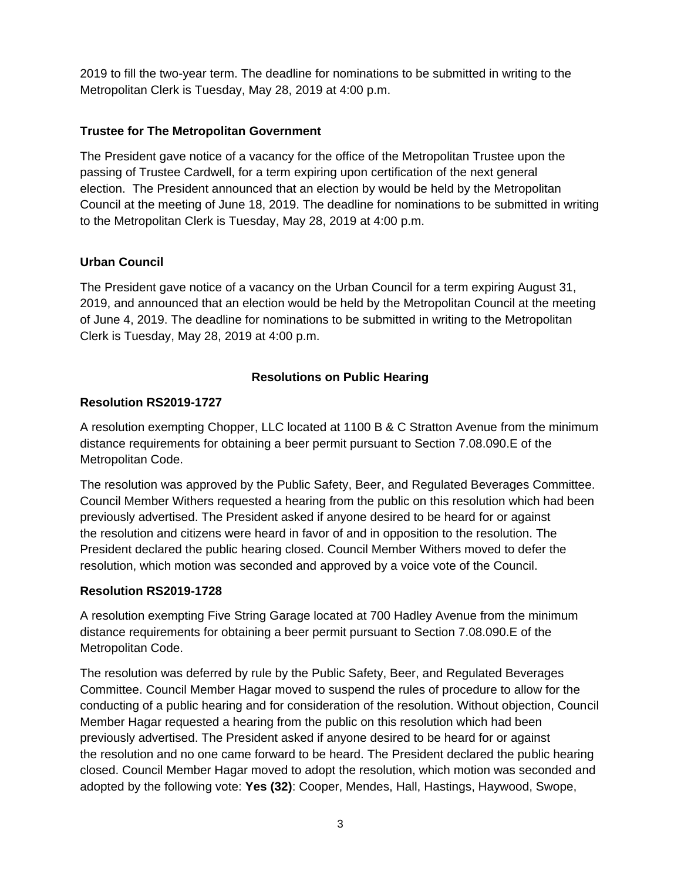2019 to fill the two-year term. The deadline for nominations to be submitted in writing to the Metropolitan Clerk is Tuesday, May 28, 2019 at 4:00 p.m.

**Trustee for The Metropolitan Government**

The President gave notice of a vacancy for the office of the Metropolitan Trustee upon the passing of Trustee Cardwell, for a term expiring upon certification of the next general election. The President announced that an election by would be held by the Metropolitan Council at the meeting of June 18, 2019. The deadline for nominations to be submitted in writing to the Metropolitan Clerk is Tuesday, May 28, 2019 at 4:00 p.m.

**Urban Council**

The President gave notice of a vacancy on the Urban Council for a term expiring August 31, 2019, and announced that an election would be held by the Metropolitan Council at the meeting of June 4, 2019. The deadline for nominations to be submitted in writing to the Metropolitan Clerk is Tuesday, May 28, 2019 at 4:00 p.m.

## Resolutions on Public Hearing

**Resolution RS2019-1727**

A resolution exempting Chopper, LLC located at 1100 B & C Stratton Avenue from the minimum distance requirements for obtaining a beer permit pursuant to Section 7.08.090.E of the Metropolitan Code.

The resolution was approved by the Public Safety, Beer, and Regulated Beverages Committee. Council Member Withers requested a hearing from the public on this resolution which had been previously advertised. The President asked if anyone desired to be heard for or against the resolution and citizens were heard in favor of and in opposition to the resolution. The President declared the public hearing closed. Council Member Withers moved to defer the resolution, which motion was seconded and approved by a voice vote of the Council.

**Resolution RS2019-1728**

A resolution exempting Five String Garage located at 700 Hadley Avenue from the minimum distance requirements for obtaining a beer permit pursuant to Section 7.08.090.E of the Metropolitan Code.

The resolution was deferred by rule by the Public Safety, Beer, and Regulated Beverages Committee. Council Member Hagar moved to suspend the rules of procedure to allow for the conducting of a public hearing and for consideration of the resolution. Without objection, Council Member Hagar requested a hearing from the public on this resolution which had been previously advertised. The President asked if anyone desired to be heard for or against the resolution and no one came forward to be heard. The President declared the public hearing closed. Council Member Hagar moved to adopt the resolution, which motion was seconded and adopted by the following vote: **Yes (32)**: Cooper, Mendes, Hall, Hastings, Haywood, Swope,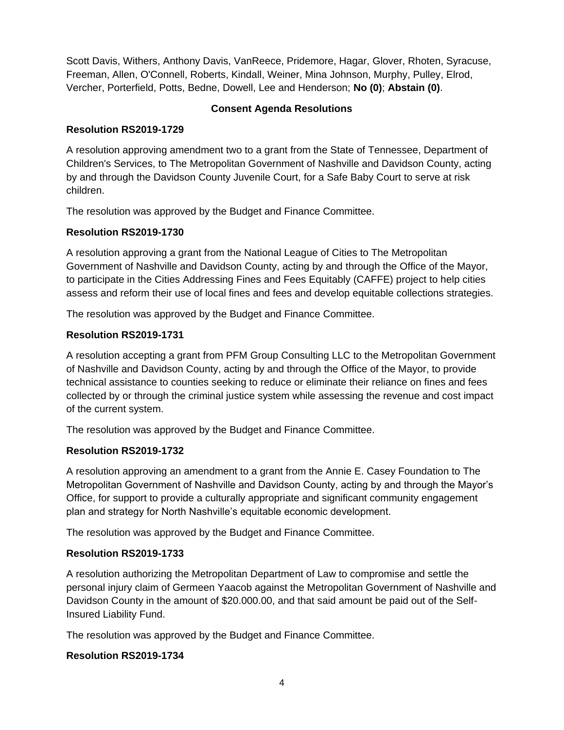Scott Davis, Withers, Anthony Davis, VanReece, Pridemore, Hagar, Glover, Rhoten, Syracuse, Freeman, Allen, O'Connell, Roberts, Kindall, Weiner, Mina Johnson, Murphy, Pulley, Elrod, Vercher, Porterfield, Potts, Bedne, Dowell, Lee and Henderson; **No (0)**; **Abstain (0)**.

## Consent Agenda Resolutions

### Resolution RS2019-1729

A resolution approving amendment two to a grant from the State of Tennessee, Department of Children's Services, to The Metropolitan Government of Nashville and Davidson County, acting by and through the Davidson County Juvenile Court, for a Safe Baby Court to serve at risk children.

The resolution was approved by the Budget and Finance Committee.

### Resolution RS2019-1730

A resolution approving a grant from the National League of Cities to The Metropolitan Government of Nashville and Davidson County, acting by and through the Office of the Mayor, to participate in the Cities Addressing Fines and Fees Equitably (CAFFE) project to help cities assess and reform their use of local fines and fees and develop equitable collections strategies.

The resolution was approved by the Budget and Finance Committee.

### Resolution RS2019-1731

A resolution accepting a grant from PFM Group Consulting LLC to the Metropolitan Government of Nashville and Davidson County, acting by and through the Office of the Mayor, to provide technical assistance to counties seeking to reduce or eliminate their reliance on fines and fees collected by or through the criminal justice system while assessing the revenue and cost impact of the current system.

The resolution was approved by the Budget and Finance Committee.

### Resolution RS2019-1732

A resolution approving an amendment to a grant from the Annie E. Casey Foundation to The Metropolitan Government of Nashville and Davidson County, acting by and through the Mayor's Office, for support to provide a culturally appropriate and significant community engagement plan and strategy for North Nashville's equitable economic development.

The resolution was approved by the Budget and Finance Committee.

### Resolution RS2019-1733

A resolution authorizing the Metropolitan Department of Law to compromise and settle the personal injury claim of Germeen Yaacob against the Metropolitan Government of Nashville and Davidson County in the amount of $20.000.00, and that said amount be paid out of the Self-Insured Liability Fund.

The resolution was approved by the Budget and Finance Committee.

### Resolution RS2019-1734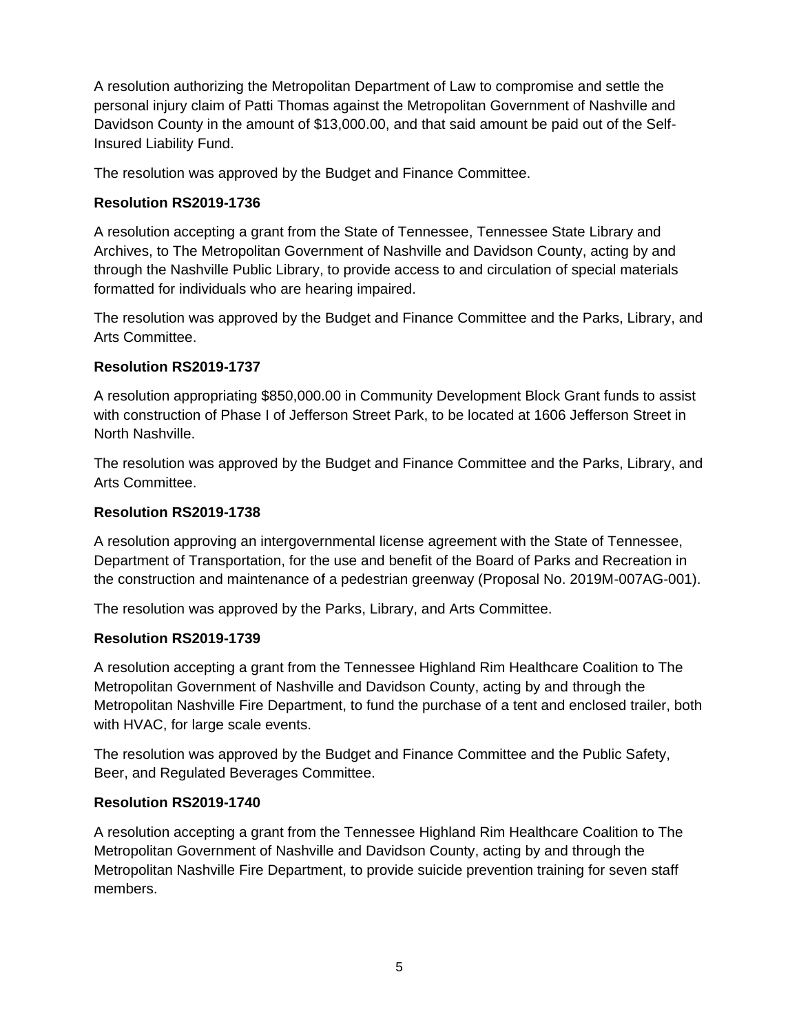A resolution authorizing the Metropolitan Department of Law to compromise and settle the personal injury claim of Patti Thomas against the Metropolitan Government of Nashville and Davidson County in the amount of $13,000.00, and that said amount be paid out of the Self-Insured Liability Fund.

The resolution was approved by the Budget and Finance Committee.

**Resolution RS2019-1736**

A resolution accepting a grant from the State of Tennessee, Tennessee State Library and Archives, to The Metropolitan Government of Nashville and Davidson County, acting by and through the Nashville Public Library, to provide access to and circulation of special materials formatted for individuals who are hearing impaired.

The resolution was approved by the Budget and Finance Committee and the Parks, Library, and Arts Committee.

**Resolution RS2019-1737**

A resolution appropriating $850,000.00 in Community Development Block Grant funds to assist with construction of Phase I of Jefferson Street Park, to be located at 1606 Jefferson Street in North Nashville.

The resolution was approved by the Budget and Finance Committee and the Parks, Library, and Arts Committee.

**Resolution RS2019-1738**

A resolution approving an intergovernmental license agreement with the State of Tennessee, Department of Transportation, for the use and benefit of the Board of Parks and Recreation in the construction and maintenance of a pedestrian greenway (Proposal No. 2019M-007AG-001).

The resolution was approved by the Parks, Library, and Arts Committee.

**Resolution RS2019-1739**

A resolution accepting a grant from the Tennessee Highland Rim Healthcare Coalition to The Metropolitan Government of Nashville and Davidson County, acting by and through the Metropolitan Nashville Fire Department, to fund the purchase of a tent and enclosed trailer, both with HVAC, for large scale events.

The resolution was approved by the Budget and Finance Committee and the Public Safety, Beer, and Regulated Beverages Committee.

**Resolution RS2019-1740**

A resolution accepting a grant from the Tennessee Highland Rim Healthcare Coalition to The Metropolitan Government of Nashville and Davidson County, acting by and through the Metropolitan Nashville Fire Department, to provide suicide prevention training for seven staff members.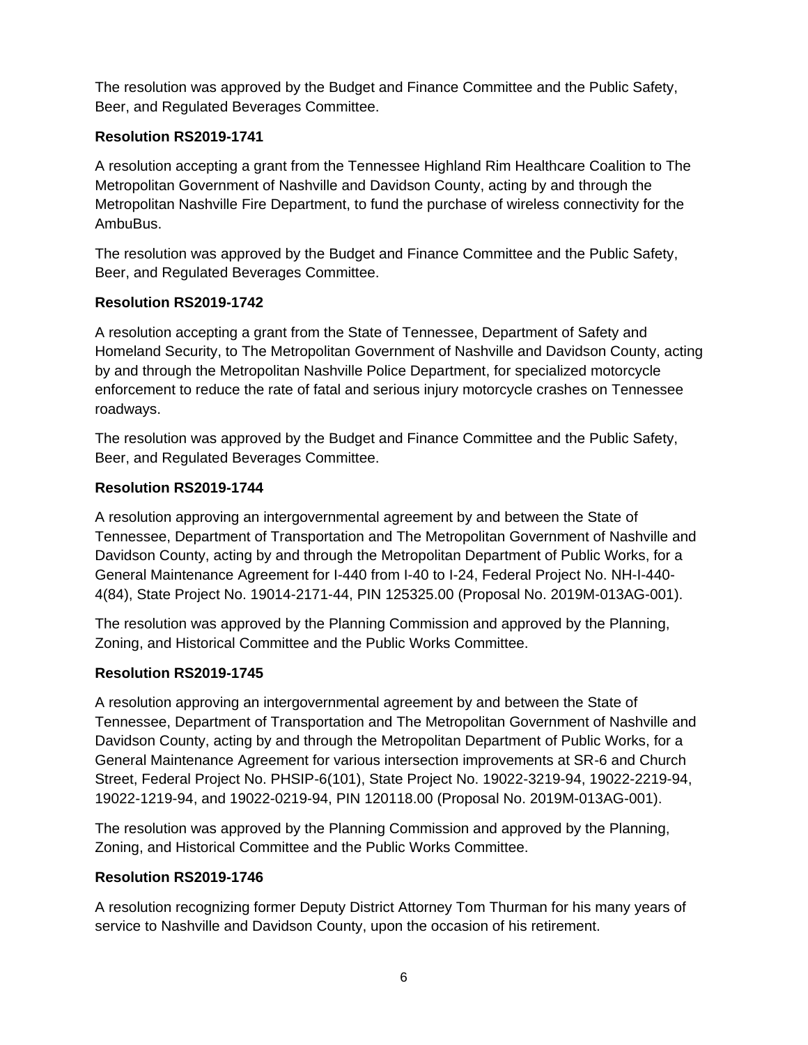The resolution was approved by the Budget and Finance Committee and the Public Safety, Beer, and Regulated Beverages Committee.

**Resolution RS2019-1741**

A resolution accepting a grant from the Tennessee Highland Rim Healthcare Coalition to The Metropolitan Government of Nashville and Davidson County, acting by and through the Metropolitan Nashville Fire Department, to fund the purchase of wireless connectivity for the AmbuBus.

The resolution was approved by the Budget and Finance Committee and the Public Safety, Beer, and Regulated Beverages Committee.

**Resolution RS2019-1742**

A resolution accepting a grant from the State of Tennessee, Department of Safety and Homeland Security, to The Metropolitan Government of Nashville and Davidson County, acting by and through the Metropolitan Nashville Police Department, for specialized motorcycle enforcement to reduce the rate of fatal and serious injury motorcycle crashes on Tennessee roadways.

The resolution was approved by the Budget and Finance Committee and the Public Safety, Beer, and Regulated Beverages Committee.

**Resolution RS2019-1744**

A resolution approving an intergovernmental agreement by and between the State of Tennessee, Department of Transportation and The Metropolitan Government of Nashville and Davidson County, acting by and through the Metropolitan Department of Public Works, for a General Maintenance Agreement for I-440 from I-40 to I-24, Federal Project No. NH-I-440-4(84), State Project No. 19014-2171-44, PIN 125325.00 (Proposal No. 2019M-013AG-001).

The resolution was approved by the Planning Commission and approved by the Planning, Zoning, and Historical Committee and the Public Works Committee.

**Resolution RS2019-1745**

A resolution approving an intergovernmental agreement by and between the State of Tennessee, Department of Transportation and The Metropolitan Government of Nashville and Davidson County, acting by and through the Metropolitan Department of Public Works, for a General Maintenance Agreement for various intersection improvements at SR-6 and Church Street, Federal Project No. PHSIP-6(101), State Project No. 19022-3219-94, 19022-2219-94, 19022-1219-94, and 19022-0219-94, PIN 120118.00 (Proposal No. 2019M-013AG-001).

The resolution was approved by the Planning Commission and approved by the Planning, Zoning, and Historical Committee and the Public Works Committee.

**Resolution RS2019-1746**

A resolution recognizing former Deputy District Attorney Tom Thurman for his many years of service to Nashville and Davidson County, upon the occasion of his retirement.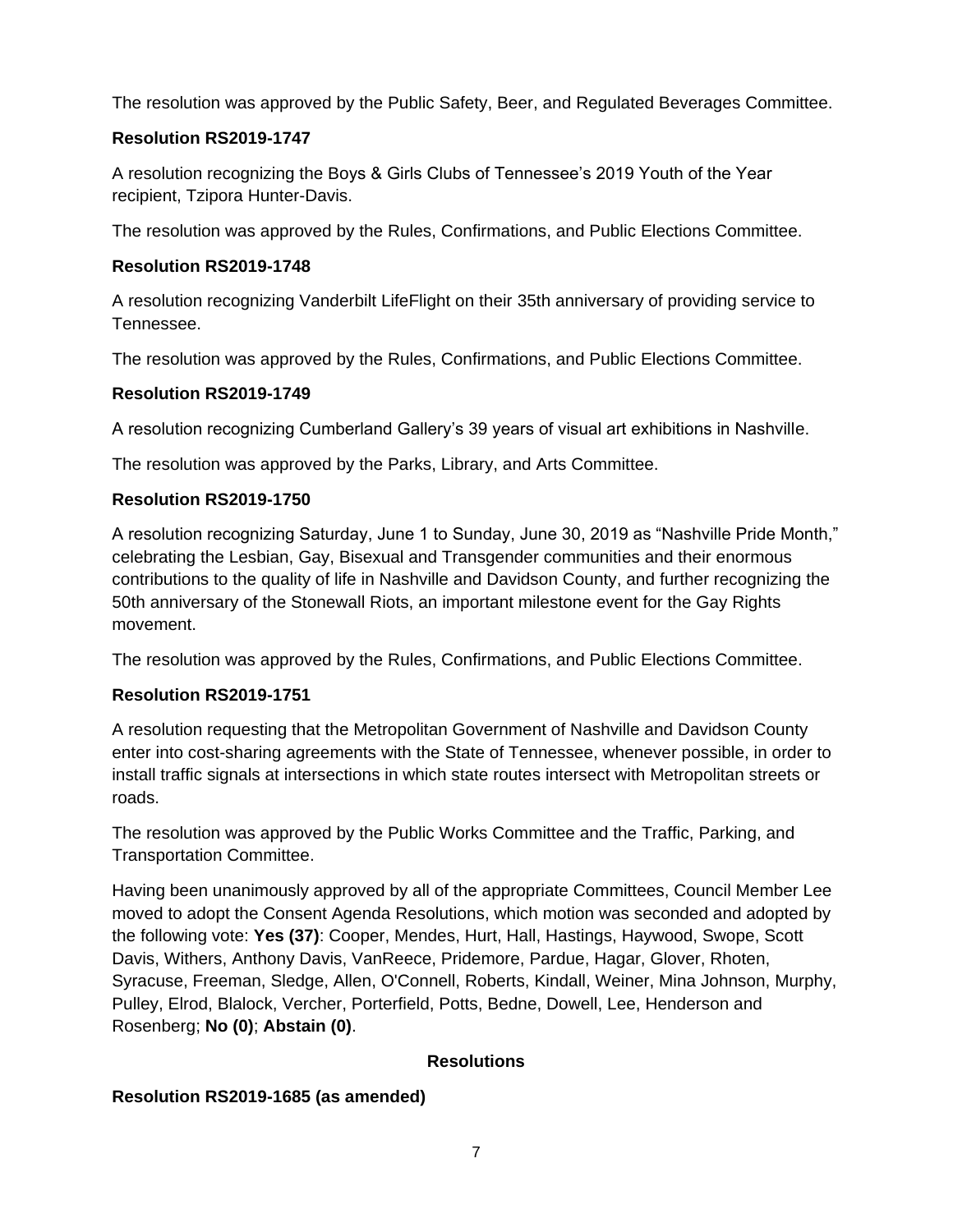The resolution was approved by the Public Safety, Beer, and Regulated Beverages Committee.

**Resolution RS2019-1747**

A resolution recognizing the Boys & Girls Clubs of Tennessee's 2019 Youth of the Year recipient, Tzipora Hunter-Davis.

The resolution was approved by the Rules, Confirmations, and Public Elections Committee.

**Resolution RS2019-1748**

A resolution recognizing Vanderbilt LifeFlight on their 35th anniversary of providing service to Tennessee.

The resolution was approved by the Rules, Confirmations, and Public Elections Committee.

**Resolution RS2019-1749**

A resolution recognizing Cumberland Gallery's 39 years of visual art exhibitions in Nashville.

The resolution was approved by the Parks, Library, and Arts Committee.

**Resolution RS2019-1750**

A resolution recognizing Saturday, June 1 to Sunday, June 30, 2019 as "Nashville Pride Month," celebrating the Lesbian, Gay, Bisexual and Transgender communities and their enormous contributions to the quality of life in Nashville and Davidson County, and further recognizing the 50th anniversary of the Stonewall Riots, an important milestone event for the Gay Rights movement.

The resolution was approved by the Rules, Confirmations, and Public Elections Committee.

**Resolution RS2019-1751**

A resolution requesting that the Metropolitan Government of Nashville and Davidson County enter into cost-sharing agreements with the State of Tennessee, whenever possible, in order to install traffic signals at intersections in which state routes intersect with Metropolitan streets or roads.

The resolution was approved by the Public Works Committee and the Traffic, Parking, and Transportation Committee.

Having been unanimously approved by all of the appropriate Committees, Council Member Lee moved to adopt the Consent Agenda Resolutions, which motion was seconded and adopted by the following vote: **Yes (37)**: Cooper, Mendes, Hurt, Hall, Hastings, Haywood, Swope, Scott Davis, Withers, Anthony Davis, VanReece, Pridemore, Pardue, Hagar, Glover, Rhoten, Syracuse, Freeman, Sledge, Allen, O'Connell, Roberts, Kindall, Weiner, Mina Johnson, Murphy, Pulley, Elrod, Blalock, Vercher, Porterfield, Potts, Bedne, Dowell, Lee, Henderson and Rosenberg; **No (0)**; **Abstain (0)**.

## Resolutions

**Resolution RS2019-1685 (as amended)**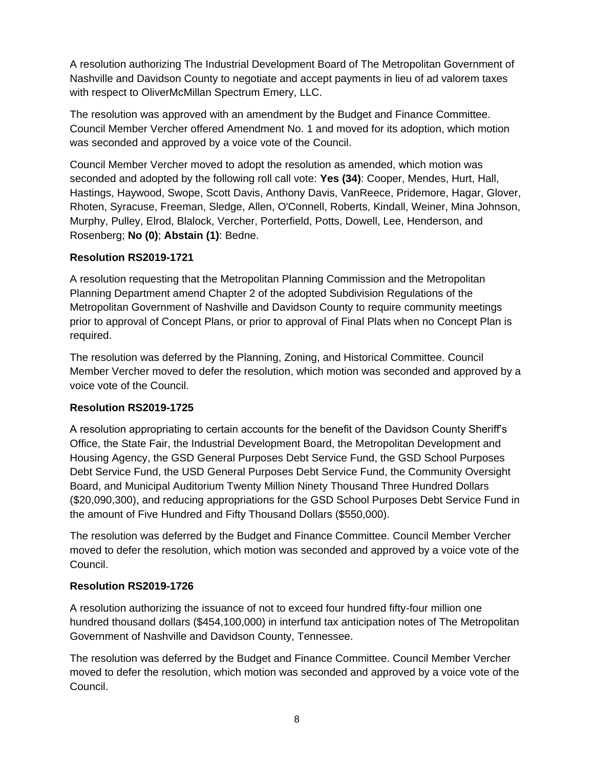A resolution authorizing The Industrial Development Board of The Metropolitan Government of Nashville and Davidson County to negotiate and accept payments in lieu of ad valorem taxes with respect to OliverMcMillan Spectrum Emery, LLC.

The resolution was approved with an amendment by the Budget and Finance Committee. Council Member Vercher offered Amendment No. 1 and moved for its adoption, which motion was seconded and approved by a voice vote of the Council.

Council Member Vercher moved to adopt the resolution as amended, which motion was seconded and adopted by the following roll call vote: **Yes (34)**: Cooper, Mendes, Hurt, Hall, Hastings, Haywood, Swope, Scott Davis, Anthony Davis, VanReece, Pridemore, Hagar, Glover, Rhoten, Syracuse, Freeman, Sledge, Allen, O'Connell, Roberts, Kindall, Weiner, Mina Johnson, Murphy, Pulley, Elrod, Blalock, Vercher, Porterfield, Potts, Dowell, Lee, Henderson, and Rosenberg; **No (0)**; **Abstain (1)**: Bedne.

### Resolution RS2019-1721

A resolution requesting that the Metropolitan Planning Commission and the Metropolitan Planning Department amend Chapter 2 of the adopted Subdivision Regulations of the Metropolitan Government of Nashville and Davidson County to require community meetings prior to approval of Concept Plans, or prior to approval of Final Plats when no Concept Plan is required.

The resolution was deferred by the Planning, Zoning, and Historical Committee. Council Member Vercher moved to defer the resolution, which motion was seconded and approved by a voice vote of the Council.

### Resolution RS2019-1725

A resolution appropriating to certain accounts for the benefit of the Davidson County Sheriff's Office, the State Fair, the Industrial Development Board, the Metropolitan Development and Housing Agency, the GSD General Purposes Debt Service Fund, the GSD School Purposes Debt Service Fund, the USD General Purposes Debt Service Fund, the Community Oversight Board, and Municipal Auditorium Twenty Million Ninety Thousand Three Hundred Dollars ($20,090,300), and reducing appropriations for the GSD School Purposes Debt Service Fund in the amount of Five Hundred and Fifty Thousand Dollars ($550,000).

The resolution was deferred by the Budget and Finance Committee. Council Member Vercher moved to defer the resolution, which motion was seconded and approved by a voice vote of the Council.

### Resolution RS2019-1726

A resolution authorizing the issuance of not to exceed four hundred fifty-four million one hundred thousand dollars ($454,100,000) in interfund tax anticipation notes of The Metropolitan Government of Nashville and Davidson County, Tennessee.

The resolution was deferred by the Budget and Finance Committee. Council Member Vercher moved to defer the resolution, which motion was seconded and approved by a voice vote of the Council.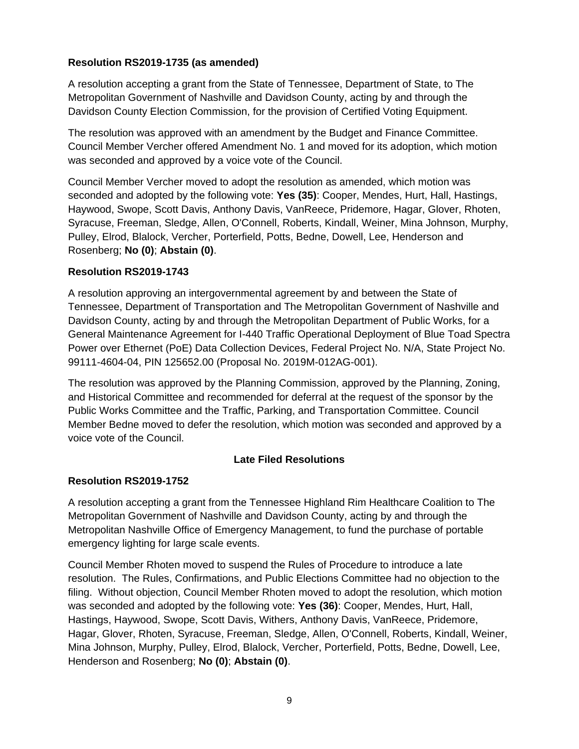**Resolution RS2019-1735 (as amended)**

A resolution accepting a grant from the State of Tennessee, Department of State, to The Metropolitan Government of Nashville and Davidson County, acting by and through the Davidson County Election Commission, for the provision of Certified Voting Equipment.

The resolution was approved with an amendment by the Budget and Finance Committee. Council Member Vercher offered Amendment No. 1 and moved for its adoption, which motion was seconded and approved by a voice vote of the Council.

Council Member Vercher moved to adopt the resolution as amended, which motion was seconded and adopted by the following vote: **Yes (35)**: Cooper, Mendes, Hurt, Hall, Hastings, Haywood, Swope, Scott Davis, Anthony Davis, VanReece, Pridemore, Hagar, Glover, Rhoten, Syracuse, Freeman, Sledge, Allen, O'Connell, Roberts, Kindall, Weiner, Mina Johnson, Murphy, Pulley, Elrod, Blalock, Vercher, Porterfield, Potts, Bedne, Dowell, Lee, Henderson and Rosenberg; **No (0)**; **Abstain (0)**.

**Resolution RS2019-1743**

A resolution approving an intergovernmental agreement by and between the State of Tennessee, Department of Transportation and The Metropolitan Government of Nashville and Davidson County, acting by and through the Metropolitan Department of Public Works, for a General Maintenance Agreement for I-440 Traffic Operational Deployment of Blue Toad Spectra Power over Ethernet (PoE) Data Collection Devices, Federal Project No. N/A, State Project No. 99111-4604-04, PIN 125652.00 (Proposal No. 2019M-012AG-001).

The resolution was approved by the Planning Commission, approved by the Planning, Zoning, and Historical Committee and recommended for deferral at the request of the sponsor by the Public Works Committee and the Traffic, Parking, and Transportation Committee. Council Member Bedne moved to defer the resolution, which motion was seconded and approved by a voice vote of the Council.

**Late Filed Resolutions**

**Resolution RS2019-1752**

A resolution accepting a grant from the Tennessee Highland Rim Healthcare Coalition to The Metropolitan Government of Nashville and Davidson County, acting by and through the Metropolitan Nashville Office of Emergency Management, to fund the purchase of portable emergency lighting for large scale events.

Council Member Rhoten moved to suspend the Rules of Procedure to introduce a late resolution. The Rules, Confirmations, and Public Elections Committee had no objection to the filing. Without objection, Council Member Rhoten moved to adopt the resolution, which motion was seconded and adopted by the following vote: **Yes (36)**: Cooper, Mendes, Hurt, Hall, Hastings, Haywood, Swope, Scott Davis, Withers, Anthony Davis, VanReece, Pridemore, Hagar, Glover, Rhoten, Syracuse, Freeman, Sledge, Allen, O'Connell, Roberts, Kindall, Weiner, Mina Johnson, Murphy, Pulley, Elrod, Blalock, Vercher, Porterfield, Potts, Bedne, Dowell, Lee, Henderson and Rosenberg; **No (0)**; **Abstain (0)**.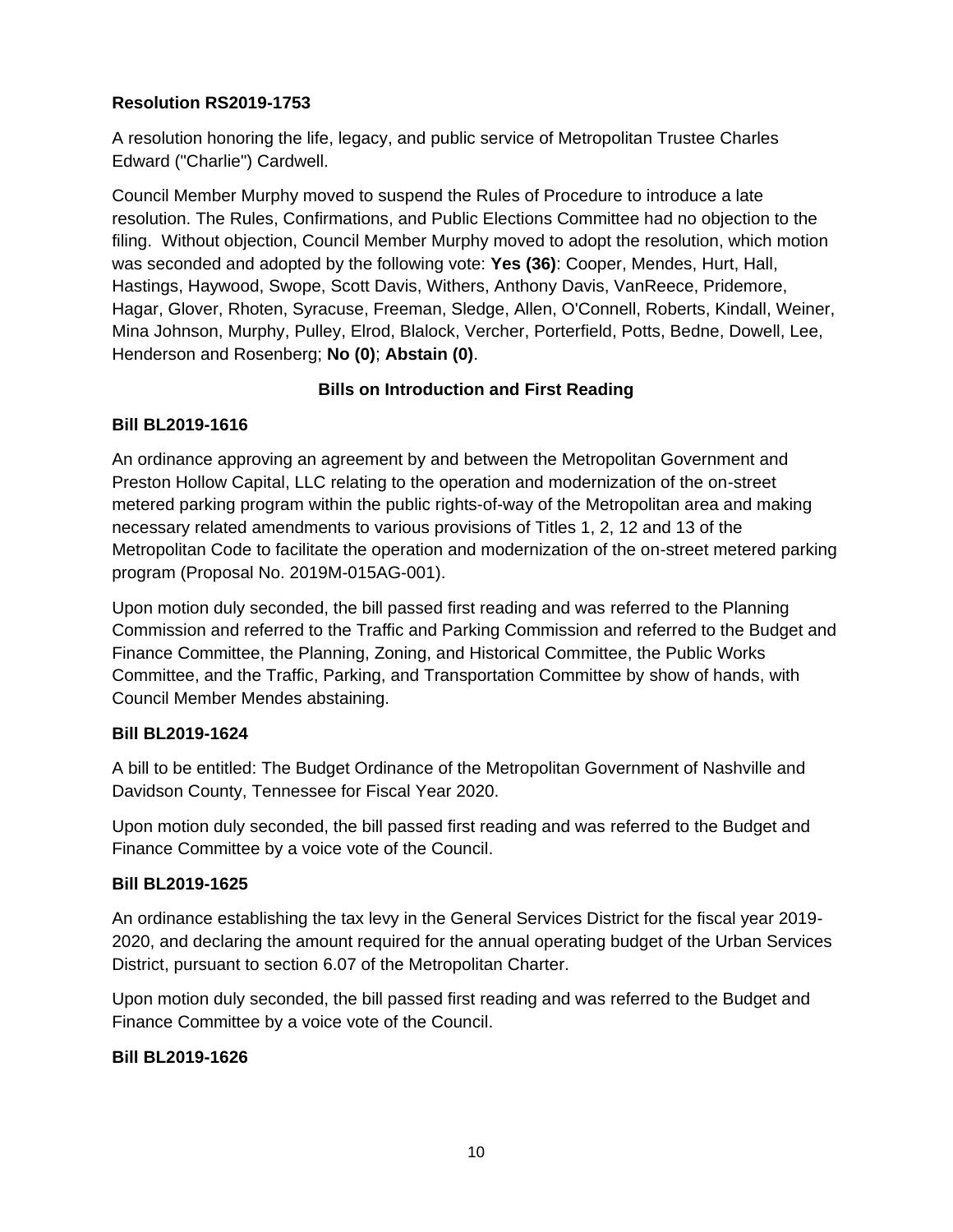**Resolution RS2019-1753**

A resolution honoring the life, legacy, and public service of Metropolitan Trustee Charles Edward ("Charlie") Cardwell.

Council Member Murphy moved to suspend the Rules of Procedure to introduce a late resolution. The Rules, Confirmations, and Public Elections Committee had no objection to the filing. Without objection, Council Member Murphy moved to adopt the resolution, which motion was seconded and adopted by the following vote: **Yes (36)**: Cooper, Mendes, Hurt, Hall, Hastings, Haywood, Swope, Scott Davis, Withers, Anthony Davis, VanReece, Pridemore, Hagar, Glover, Rhoten, Syracuse, Freeman, Sledge, Allen, O'Connell, Roberts, Kindall, Weiner, Mina Johnson, Murphy, Pulley, Elrod, Blalock, Vercher, Porterfield, Potts, Bedne, Dowell, Lee, Henderson and Rosenberg; **No (0)**; **Abstain (0)**.

## Bills on Introduction and First Reading

**Bill BL2019-1616**

An ordinance approving an agreement by and between the Metropolitan Government and Preston Hollow Capital, LLC relating to the operation and modernization of the on-street metered parking program within the public rights-of-way of the Metropolitan area and making necessary related amendments to various provisions of Titles 1, 2, 12 and 13 of the Metropolitan Code to facilitate the operation and modernization of the on-street metered parking program (Proposal No. 2019M-015AG-001).

Upon motion duly seconded, the bill passed first reading and was referred to the Planning Commission and referred to the Traffic and Parking Commission and referred to the Budget and Finance Committee, the Planning, Zoning, and Historical Committee, the Public Works Committee, and the Traffic, Parking, and Transportation Committee by show of hands, with Council Member Mendes abstaining.

**Bill BL2019-1624**

A bill to be entitled: The Budget Ordinance of the Metropolitan Government of Nashville and Davidson County, Tennessee for Fiscal Year 2020.

Upon motion duly seconded, the bill passed first reading and was referred to the Budget and Finance Committee by a voice vote of the Council.

**Bill BL2019-1625**

An ordinance establishing the tax levy in the General Services District for the fiscal year 2019-2020, and declaring the amount required for the annual operating budget of the Urban Services District, pursuant to section 6.07 of the Metropolitan Charter.

Upon motion duly seconded, the bill passed first reading and was referred to the Budget and Finance Committee by a voice vote of the Council.

**Bill BL2019-1626**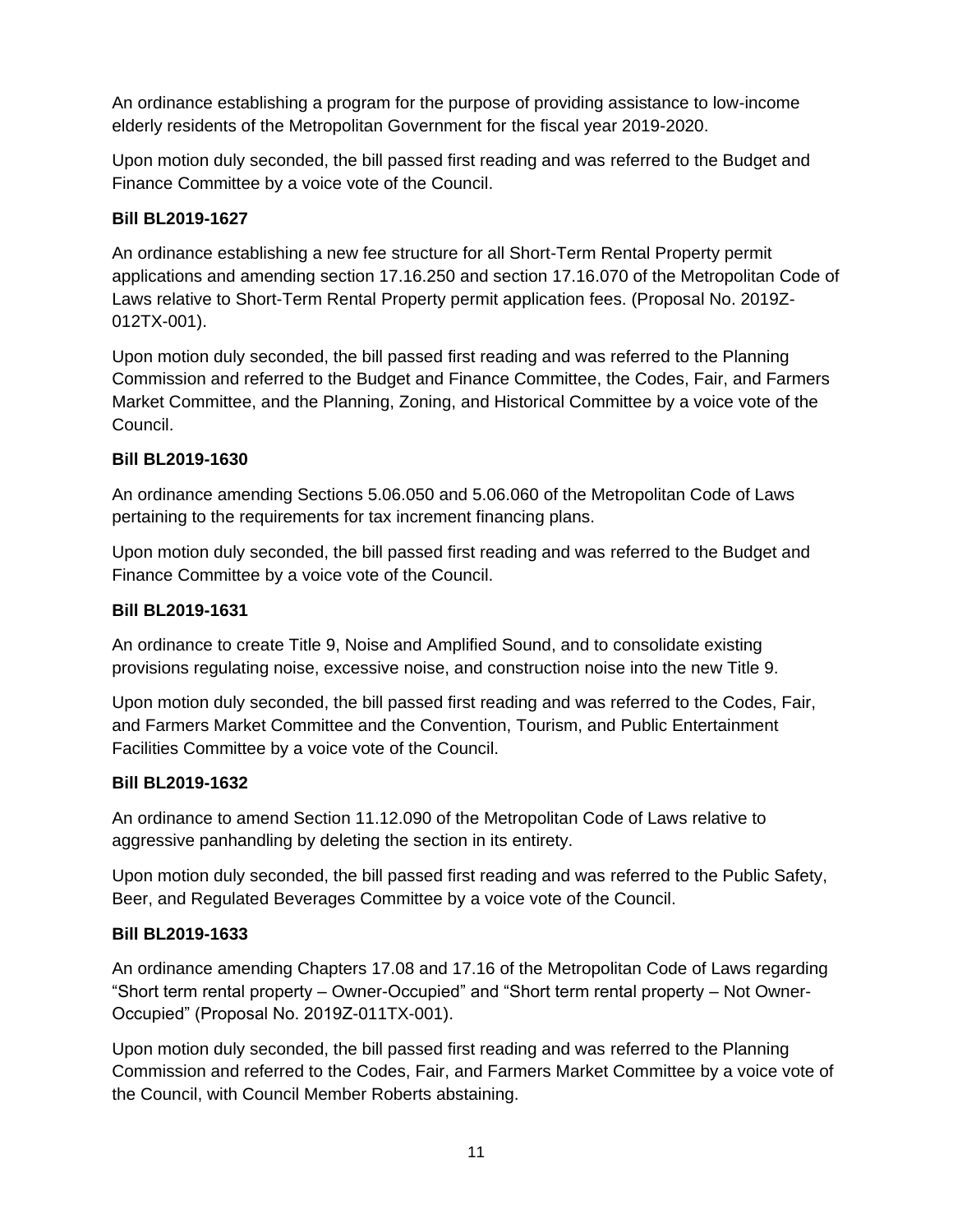An ordinance establishing a program for the purpose of providing assistance to low-income elderly residents of the Metropolitan Government for the fiscal year 2019-2020.

Upon motion duly seconded, the bill passed first reading and was referred to the Budget and Finance Committee by a voice vote of the Council.

**Bill BL2019-1627**

An ordinance establishing a new fee structure for all Short-Term Rental Property permit applications and amending section 17.16.250 and section 17.16.070 of the Metropolitan Code of Laws relative to Short-Term Rental Property permit application fees. (Proposal No. 2019Z-012TX-001).

Upon motion duly seconded, the bill passed first reading and was referred to the Planning Commission and referred to the Budget and Finance Committee, the Codes, Fair, and Farmers Market Committee, and the Planning, Zoning, and Historical Committee by a voice vote of the Council.

**Bill BL2019-1630**

An ordinance amending Sections 5.06.050 and 5.06.060 of the Metropolitan Code of Laws pertaining to the requirements for tax increment financing plans.

Upon motion duly seconded, the bill passed first reading and was referred to the Budget and Finance Committee by a voice vote of the Council.

**Bill BL2019-1631**

An ordinance to create Title 9, Noise and Amplified Sound, and to consolidate existing provisions regulating noise, excessive noise, and construction noise into the new Title 9.

Upon motion duly seconded, the bill passed first reading and was referred to the Codes, Fair, and Farmers Market Committee and the Convention, Tourism, and Public Entertainment Facilities Committee by a voice vote of the Council.

**Bill BL2019-1632**

An ordinance to amend Section 11.12.090 of the Metropolitan Code of Laws relative to aggressive panhandling by deleting the section in its entirety.

Upon motion duly seconded, the bill passed first reading and was referred to the Public Safety, Beer, and Regulated Beverages Committee by a voice vote of the Council.

**Bill BL2019-1633**

An ordinance amending Chapters 17.08 and 17.16 of the Metropolitan Code of Laws regarding "Short term rental property – Owner-Occupied" and "Short term rental property – Not Owner-Occupied" (Proposal No. 2019Z-011TX-001).

Upon motion duly seconded, the bill passed first reading and was referred to the Planning Commission and referred to the Codes, Fair, and Farmers Market Committee by a voice vote of the Council, with Council Member Roberts abstaining.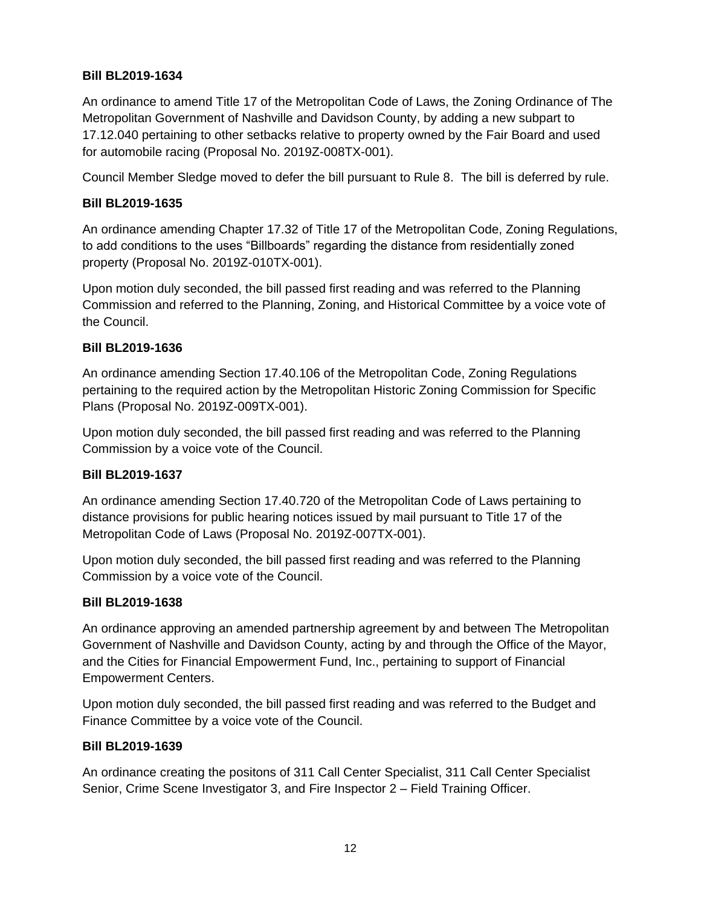**Bill BL2019-1634**

An ordinance to amend Title 17 of the Metropolitan Code of Laws, the Zoning Ordinance of The Metropolitan Government of Nashville and Davidson County, by adding a new subpart to 17.12.040 pertaining to other setbacks relative to property owned by the Fair Board and used for automobile racing (Proposal No. 2019Z-008TX-001).

Council Member Sledge moved to defer the bill pursuant to Rule 8. The bill is deferred by rule.

**Bill BL2019-1635**

An ordinance amending Chapter 17.32 of Title 17 of the Metropolitan Code, Zoning Regulations, to add conditions to the uses "Billboards" regarding the distance from residentially zoned property (Proposal No. 2019Z-010TX-001).

Upon motion duly seconded, the bill passed first reading and was referred to the Planning Commission and referred to the Planning, Zoning, and Historical Committee by a voice vote of the Council.

**Bill BL2019-1636**

An ordinance amending Section 17.40.106 of the Metropolitan Code, Zoning Regulations pertaining to the required action by the Metropolitan Historic Zoning Commission for Specific Plans (Proposal No. 2019Z-009TX-001).

Upon motion duly seconded, the bill passed first reading and was referred to the Planning Commission by a voice vote of the Council.

**Bill BL2019-1637**

An ordinance amending Section 17.40.720 of the Metropolitan Code of Laws pertaining to distance provisions for public hearing notices issued by mail pursuant to Title 17 of the Metropolitan Code of Laws (Proposal No. 2019Z-007TX-001).

Upon motion duly seconded, the bill passed first reading and was referred to the Planning Commission by a voice vote of the Council.

**Bill BL2019-1638**

An ordinance approving an amended partnership agreement by and between The Metropolitan Government of Nashville and Davidson County, acting by and through the Office of the Mayor, and the Cities for Financial Empowerment Fund, Inc., pertaining to support of Financial Empowerment Centers.

Upon motion duly seconded, the bill passed first reading and was referred to the Budget and Finance Committee by a voice vote of the Council.

**Bill BL2019-1639**

An ordinance creating the positons of 311 Call Center Specialist, 311 Call Center Specialist Senior, Crime Scene Investigator 3, and Fire Inspector 2 – Field Training Officer.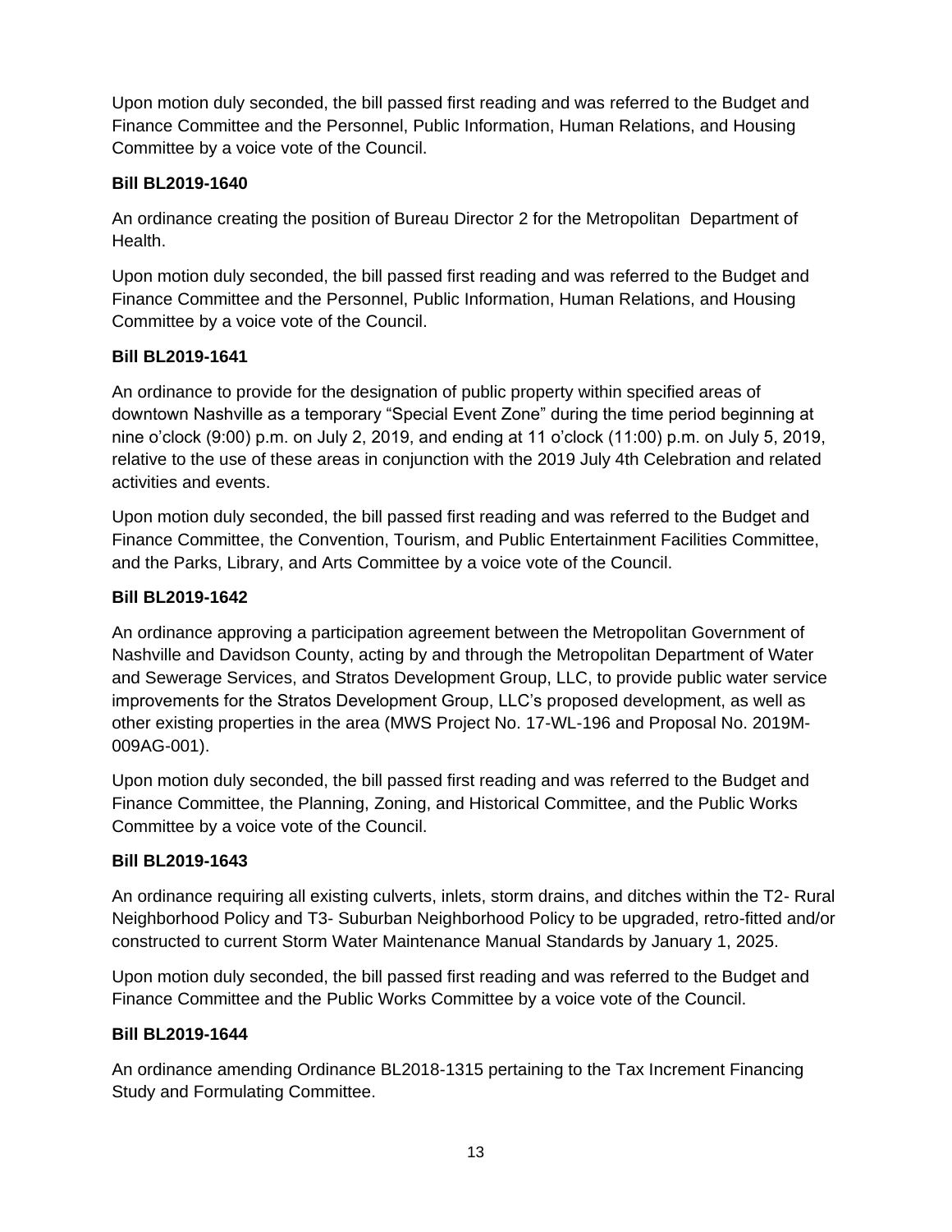Upon motion duly seconded, the bill passed first reading and was referred to the Budget and Finance Committee and the Personnel, Public Information, Human Relations, and Housing Committee by a voice vote of the Council.

**Bill BL2019-1640**

An ordinance creating the position of Bureau Director 2 for the Metropolitan Department of Health.

Upon motion duly seconded, the bill passed first reading and was referred to the Budget and Finance Committee and the Personnel, Public Information, Human Relations, and Housing Committee by a voice vote of the Council.

**Bill BL2019-1641**

An ordinance to provide for the designation of public property within specified areas of downtown Nashville as a temporary "Special Event Zone" during the time period beginning at nine o'clock (9:00) p.m. on July 2, 2019, and ending at 11 o'clock (11:00) p.m. on July 5, 2019, relative to the use of these areas in conjunction with the 2019 July 4th Celebration and related activities and events.

Upon motion duly seconded, the bill passed first reading and was referred to the Budget and Finance Committee, the Convention, Tourism, and Public Entertainment Facilities Committee, and the Parks, Library, and Arts Committee by a voice vote of the Council.

**Bill BL2019-1642**

An ordinance approving a participation agreement between the Metropolitan Government of Nashville and Davidson County, acting by and through the Metropolitan Department of Water and Sewerage Services, and Stratos Development Group, LLC, to provide public water service improvements for the Stratos Development Group, LLC's proposed development, as well as other existing properties in the area (MWS Project No. 17-WL-196 and Proposal No. 2019M-009AG-001).

Upon motion duly seconded, the bill passed first reading and was referred to the Budget and Finance Committee, the Planning, Zoning, and Historical Committee, and the Public Works Committee by a voice vote of the Council.

**Bill BL2019-1643**

An ordinance requiring all existing culverts, inlets, storm drains, and ditches within the T2- Rural Neighborhood Policy and T3- Suburban Neighborhood Policy to be upgraded, retro-fitted and/or constructed to current Storm Water Maintenance Manual Standards by January 1, 2025.

Upon motion duly seconded, the bill passed first reading and was referred to the Budget and Finance Committee and the Public Works Committee by a voice vote of the Council.

**Bill BL2019-1644**

An ordinance amending Ordinance BL2018-1315 pertaining to the Tax Increment Financing Study and Formulating Committee.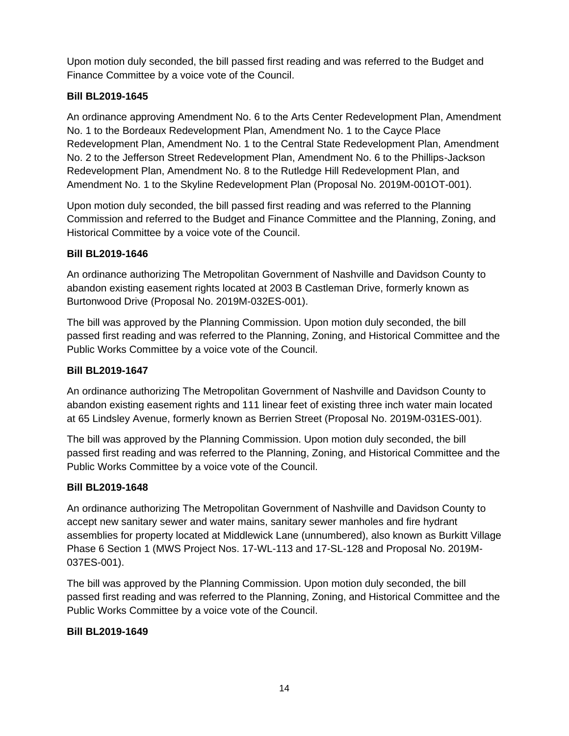Upon motion duly seconded, the bill passed first reading and was referred to the Budget and Finance Committee by a voice vote of the Council.

**Bill BL2019-1645**

An ordinance approving Amendment No. 6 to the Arts Center Redevelopment Plan, Amendment No. 1 to the Bordeaux Redevelopment Plan, Amendment No. 1 to the Cayce Place Redevelopment Plan, Amendment No. 1 to the Central State Redevelopment Plan, Amendment No. 2 to the Jefferson Street Redevelopment Plan, Amendment No. 6 to the Phillips-Jackson Redevelopment Plan, Amendment No. 8 to the Rutledge Hill Redevelopment Plan, and Amendment No. 1 to the Skyline Redevelopment Plan (Proposal No. 2019M-001OT-001).

Upon motion duly seconded, the bill passed first reading and was referred to the Planning Commission and referred to the Budget and Finance Committee and the Planning, Zoning, and Historical Committee by a voice vote of the Council.

**Bill BL2019-1646**

An ordinance authorizing The Metropolitan Government of Nashville and Davidson County to abandon existing easement rights located at 2003 B Castleman Drive, formerly known as Burtonwood Drive (Proposal No. 2019M-032ES-001).

The bill was approved by the Planning Commission. Upon motion duly seconded, the bill passed first reading and was referred to the Planning, Zoning, and Historical Committee and the Public Works Committee by a voice vote of the Council.

**Bill BL2019-1647**

An ordinance authorizing The Metropolitan Government of Nashville and Davidson County to abandon existing easement rights and 111 linear feet of existing three inch water main located at 65 Lindsley Avenue, formerly known as Berrien Street (Proposal No. 2019M-031ES-001).

The bill was approved by the Planning Commission. Upon motion duly seconded, the bill passed first reading and was referred to the Planning, Zoning, and Historical Committee and the Public Works Committee by a voice vote of the Council.

**Bill BL2019-1648**

An ordinance authorizing The Metropolitan Government of Nashville and Davidson County to accept new sanitary sewer and water mains, sanitary sewer manholes and fire hydrant assemblies for property located at Middlewick Lane (unnumbered), also known as Burkitt Village Phase 6 Section 1 (MWS Project Nos. 17-WL-113 and 17-SL-128 and Proposal No. 2019M-037ES-001).

The bill was approved by the Planning Commission. Upon motion duly seconded, the bill passed first reading and was referred to the Planning, Zoning, and Historical Committee and the Public Works Committee by a voice vote of the Council.

**Bill BL2019-1649**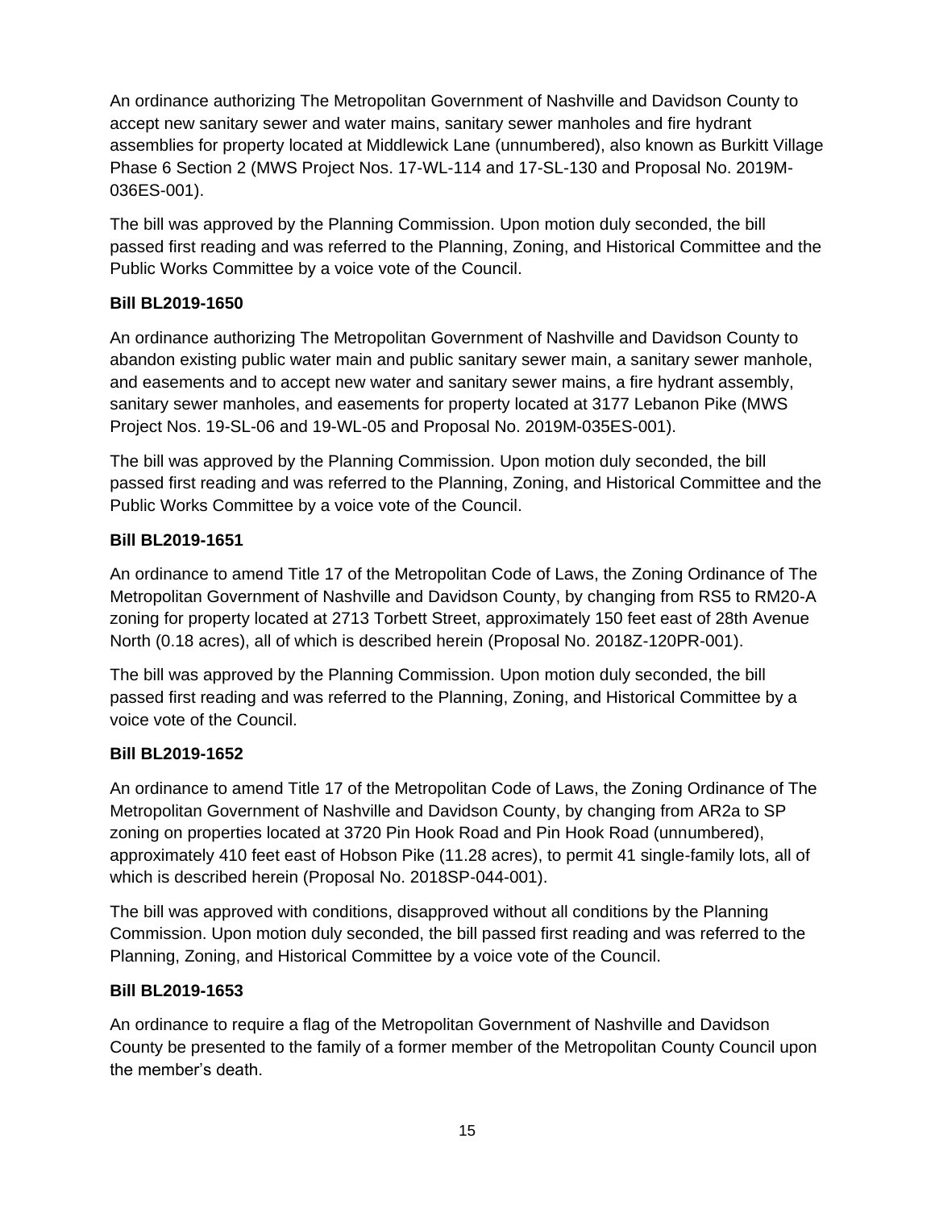An ordinance authorizing The Metropolitan Government of Nashville and Davidson County to accept new sanitary sewer and water mains, sanitary sewer manholes and fire hydrant assemblies for property located at Middlewick Lane (unnumbered), also known as Burkitt Village Phase 6 Section 2 (MWS Project Nos. 17-WL-114 and 17-SL-130 and Proposal No. 2019M-036ES-001).

The bill was approved by the Planning Commission. Upon motion duly seconded, the bill passed first reading and was referred to the Planning, Zoning, and Historical Committee and the Public Works Committee by a voice vote of the Council.

**Bill BL2019-1650**

An ordinance authorizing The Metropolitan Government of Nashville and Davidson County to abandon existing public water main and public sanitary sewer main, a sanitary sewer manhole, and easements and to accept new water and sanitary sewer mains, a fire hydrant assembly, sanitary sewer manholes, and easements for property located at 3177 Lebanon Pike (MWS Project Nos. 19-SL-06 and 19-WL-05 and Proposal No. 2019M-035ES-001).

The bill was approved by the Planning Commission. Upon motion duly seconded, the bill passed first reading and was referred to the Planning, Zoning, and Historical Committee and the Public Works Committee by a voice vote of the Council.

**Bill BL2019-1651**

An ordinance to amend Title 17 of the Metropolitan Code of Laws, the Zoning Ordinance of The Metropolitan Government of Nashville and Davidson County, by changing from RS5 to RM20-A zoning for property located at 2713 Torbett Street, approximately 150 feet east of 28th Avenue North (0.18 acres), all of which is described herein (Proposal No. 2018Z-120PR-001).

The bill was approved by the Planning Commission. Upon motion duly seconded, the bill passed first reading and was referred to the Planning, Zoning, and Historical Committee by a voice vote of the Council.

**Bill BL2019-1652**

An ordinance to amend Title 17 of the Metropolitan Code of Laws, the Zoning Ordinance of The Metropolitan Government of Nashville and Davidson County, by changing from AR2a to SP zoning on properties located at 3720 Pin Hook Road and Pin Hook Road (unnumbered), approximately 410 feet east of Hobson Pike (11.28 acres), to permit 41 single-family lots, all of which is described herein (Proposal No. 2018SP-044-001).

The bill was approved with conditions, disapproved without all conditions by the Planning Commission. Upon motion duly seconded, the bill passed first reading and was referred to the Planning, Zoning, and Historical Committee by a voice vote of the Council.

**Bill BL2019-1653**

An ordinance to require a flag of the Metropolitan Government of Nashville and Davidson County be presented to the family of a former member of the Metropolitan County Council upon the member's death.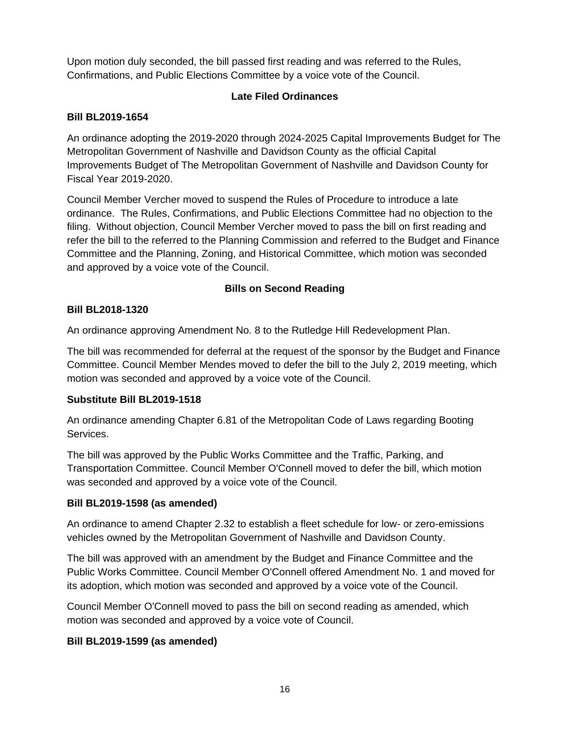Upon motion duly seconded, the bill passed first reading and was referred to the Rules, Confirmations, and Public Elections Committee by a voice vote of the Council.

## Late Filed Ordinances

**Bill BL2019-1654**

An ordinance adopting the 2019-2020 through 2024-2025 Capital Improvements Budget for The Metropolitan Government of Nashville and Davidson County as the official Capital Improvements Budget of The Metropolitan Government of Nashville and Davidson County for Fiscal Year 2019-2020.

Council Member Vercher moved to suspend the Rules of Procedure to introduce a late ordinance. The Rules, Confirmations, and Public Elections Committee had no objection to the filing. Without objection, Council Member Vercher moved to pass the bill on first reading and refer the bill to the referred to the Planning Commission and referred to the Budget and Finance Committee and the Planning, Zoning, and Historical Committee, which motion was seconded and approved by a voice vote of the Council.

## Bills on Second Reading

**Bill BL2018-1320**

An ordinance approving Amendment No. 8 to the Rutledge Hill Redevelopment Plan.

The bill was recommended for deferral at the request of the sponsor by the Budget and Finance Committee. Council Member Mendes moved to defer the bill to the July 2, 2019 meeting, which motion was seconded and approved by a voice vote of the Council.

**Substitute Bill BL2019-1518**

An ordinance amending Chapter 6.81 of the Metropolitan Code of Laws regarding Booting Services.

The bill was approved by the Public Works Committee and the Traffic, Parking, and Transportation Committee. Council Member O'Connell moved to defer the bill, which motion was seconded and approved by a voice vote of the Council.

**Bill BL2019-1598 (as amended)**

An ordinance to amend Chapter 2.32 to establish a fleet schedule for low- or zero-emissions vehicles owned by the Metropolitan Government of Nashville and Davidson County.

The bill was approved with an amendment by the Budget and Finance Committee and the Public Works Committee. Council Member O'Connell offered Amendment No. 1 and moved for its adoption, which motion was seconded and approved by a voice vote of the Council.

Council Member O'Connell moved to pass the bill on second reading as amended, which motion was seconded and approved by a voice vote of Council.

**Bill BL2019-1599 (as amended)**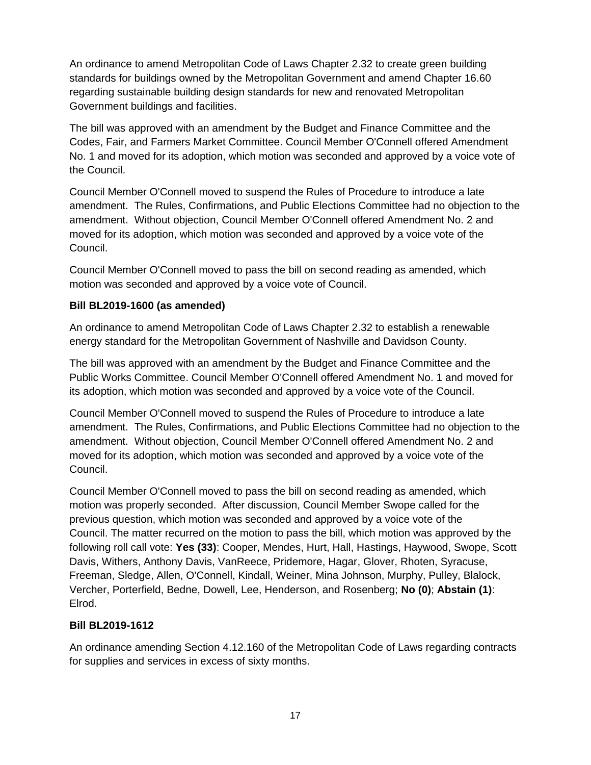An ordinance to amend Metropolitan Code of Laws Chapter 2.32 to create green building standards for buildings owned by the Metropolitan Government and amend Chapter 16.60 regarding sustainable building design standards for new and renovated Metropolitan Government buildings and facilities.

The bill was approved with an amendment by the Budget and Finance Committee and the Codes, Fair, and Farmers Market Committee. Council Member O'Connell offered Amendment No. 1 and moved for its adoption, which motion was seconded and approved by a voice vote of the Council.

Council Member O'Connell moved to suspend the Rules of Procedure to introduce a late amendment. The Rules, Confirmations, and Public Elections Committee had no objection to the amendment. Without objection, Council Member O'Connell offered Amendment No. 2 and moved for its adoption, which motion was seconded and approved by a voice vote of the Council.

Council Member O'Connell moved to pass the bill on second reading as amended, which motion was seconded and approved by a voice vote of Council.

**Bill BL2019-1600 (as amended)**

An ordinance to amend Metropolitan Code of Laws Chapter 2.32 to establish a renewable energy standard for the Metropolitan Government of Nashville and Davidson County.

The bill was approved with an amendment by the Budget and Finance Committee and the Public Works Committee. Council Member O'Connell offered Amendment No. 1 and moved for its adoption, which motion was seconded and approved by a voice vote of the Council.

Council Member O'Connell moved to suspend the Rules of Procedure to introduce a late amendment. The Rules, Confirmations, and Public Elections Committee had no objection to the amendment. Without objection, Council Member O'Connell offered Amendment No. 2 and moved for its adoption, which motion was seconded and approved by a voice vote of the Council.

Council Member O'Connell moved to pass the bill on second reading as amended, which motion was properly seconded. After discussion, Council Member Swope called for the previous question, which motion was seconded and approved by a voice vote of the Council. The matter recurred on the motion to pass the bill, which motion was approved by the following roll call vote: **Yes (33)**: Cooper, Mendes, Hurt, Hall, Hastings, Haywood, Swope, Scott Davis, Withers, Anthony Davis, VanReece, Pridemore, Hagar, Glover, Rhoten, Syracuse, Freeman, Sledge, Allen, O'Connell, Kindall, Weiner, Mina Johnson, Murphy, Pulley, Blalock, Vercher, Porterfield, Bedne, Dowell, Lee, Henderson, and Rosenberg; **No (0)**; **Abstain (1)**: Elrod.

**Bill BL2019-1612**

An ordinance amending Section 4.12.160 of the Metropolitan Code of Laws regarding contracts for supplies and services in excess of sixty months.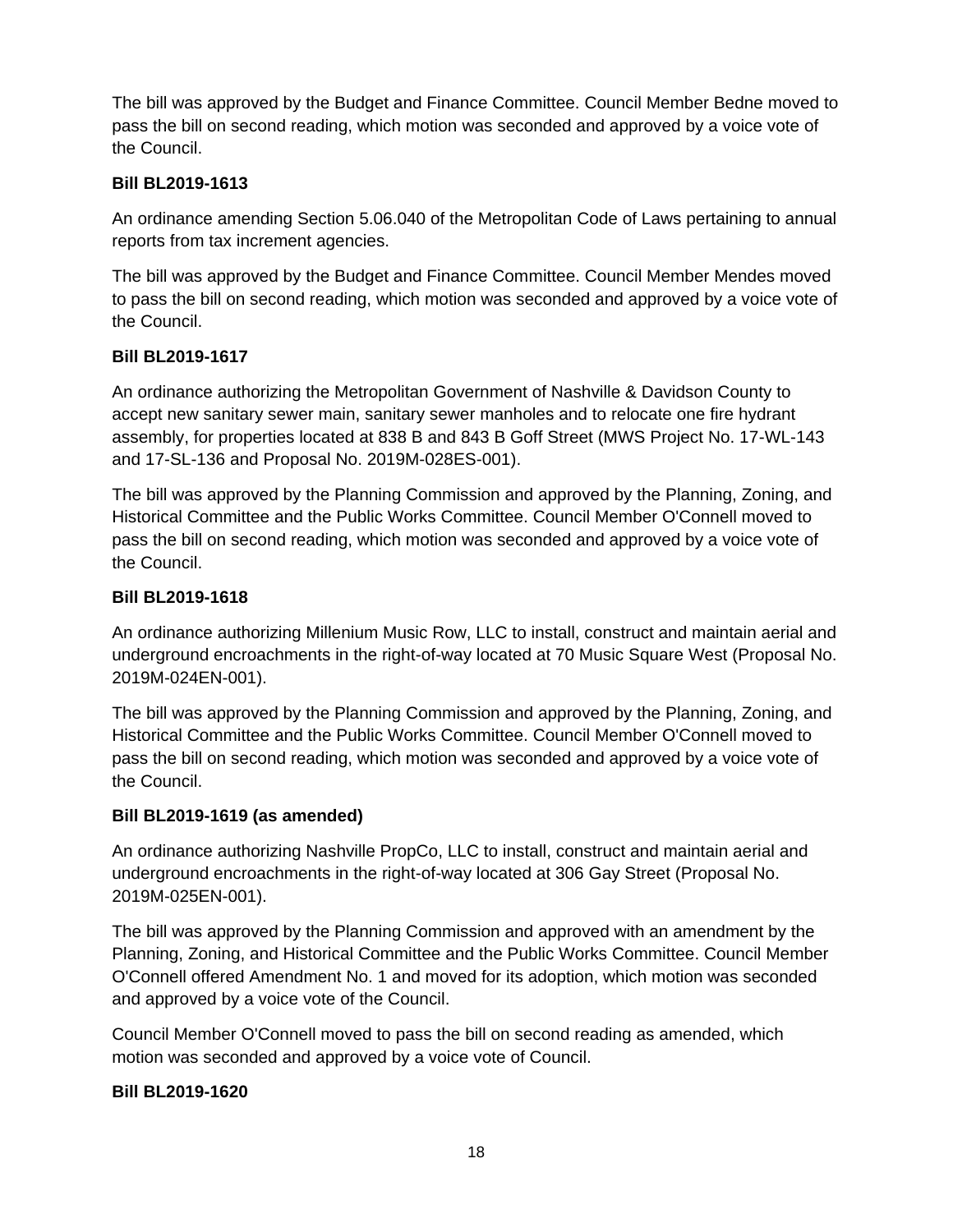The bill was approved by the Budget and Finance Committee. Council Member Bedne moved to pass the bill on second reading, which motion was seconded and approved by a voice vote of the Council.

**Bill BL2019-1613**

An ordinance amending Section 5.06.040 of the Metropolitan Code of Laws pertaining to annual reports from tax increment agencies.

The bill was approved by the Budget and Finance Committee. Council Member Mendes moved to pass the bill on second reading, which motion was seconded and approved by a voice vote of the Council.

**Bill BL2019-1617**

An ordinance authorizing the Metropolitan Government of Nashville & Davidson County to accept new sanitary sewer main, sanitary sewer manholes and to relocate one fire hydrant assembly, for properties located at 838 B and 843 B Goff Street (MWS Project No. 17-WL-143 and 17-SL-136 and Proposal No. 2019M-028ES-001).

The bill was approved by the Planning Commission and approved by the Planning, Zoning, and Historical Committee and the Public Works Committee. Council Member O'Connell moved to pass the bill on second reading, which motion was seconded and approved by a voice vote of the Council.

**Bill BL2019-1618**

An ordinance authorizing Millenium Music Row, LLC to install, construct and maintain aerial and underground encroachments in the right-of-way located at 70 Music Square West (Proposal No. 2019M-024EN-001).

The bill was approved by the Planning Commission and approved by the Planning, Zoning, and Historical Committee and the Public Works Committee. Council Member O'Connell moved to pass the bill on second reading, which motion was seconded and approved by a voice vote of the Council.

**Bill BL2019-1619 (as amended)**

An ordinance authorizing Nashville PropCo, LLC to install, construct and maintain aerial and underground encroachments in the right-of-way located at 306 Gay Street (Proposal No. 2019M-025EN-001).

The bill was approved by the Planning Commission and approved with an amendment by the Planning, Zoning, and Historical Committee and the Public Works Committee. Council Member O'Connell offered Amendment No. 1 and moved for its adoption, which motion was seconded and approved by a voice vote of the Council.

Council Member O'Connell moved to pass the bill on second reading as amended, which motion was seconded and approved by a voice vote of Council.

**Bill BL2019-1620**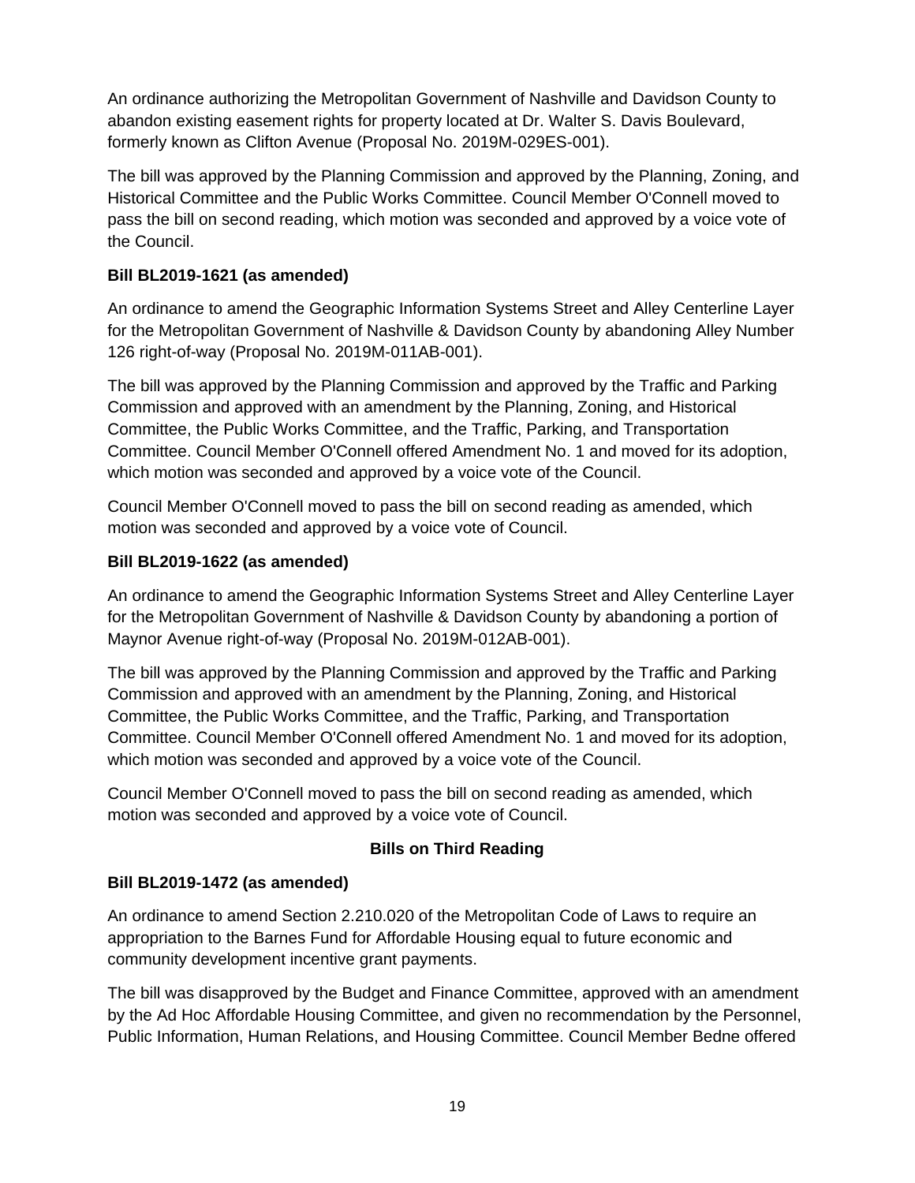An ordinance authorizing the Metropolitan Government of Nashville and Davidson County to abandon existing easement rights for property located at Dr. Walter S. Davis Boulevard, formerly known as Clifton Avenue (Proposal No. 2019M-029ES-001).

The bill was approved by the Planning Commission and approved by the Planning, Zoning, and Historical Committee and the Public Works Committee. Council Member O'Connell moved to pass the bill on second reading, which motion was seconded and approved by a voice vote of the Council.

**Bill BL2019-1621 (as amended)**

An ordinance to amend the Geographic Information Systems Street and Alley Centerline Layer for the Metropolitan Government of Nashville & Davidson County by abandoning Alley Number 126 right-of-way (Proposal No. 2019M-011AB-001).

The bill was approved by the Planning Commission and approved by the Traffic and Parking Commission and approved with an amendment by the Planning, Zoning, and Historical Committee, the Public Works Committee, and the Traffic, Parking, and Transportation Committee. Council Member O'Connell offered Amendment No. 1 and moved for its adoption, which motion was seconded and approved by a voice vote of the Council.

Council Member O'Connell moved to pass the bill on second reading as amended, which motion was seconded and approved by a voice vote of Council.

**Bill BL2019-1622 (as amended)**

An ordinance to amend the Geographic Information Systems Street and Alley Centerline Layer for the Metropolitan Government of Nashville & Davidson County by abandoning a portion of Maynor Avenue right-of-way (Proposal No. 2019M-012AB-001).

The bill was approved by the Planning Commission and approved by the Traffic and Parking Commission and approved with an amendment by the Planning, Zoning, and Historical Committee, the Public Works Committee, and the Traffic, Parking, and Transportation Committee. Council Member O'Connell offered Amendment No. 1 and moved for its adoption, which motion was seconded and approved by a voice vote of the Council.

Council Member O'Connell moved to pass the bill on second reading as amended, which motion was seconded and approved by a voice vote of Council.

**Bills on Third Reading**

**Bill BL2019-1472 (as amended)**

An ordinance to amend Section 2.210.020 of the Metropolitan Code of Laws to require an appropriation to the Barnes Fund for Affordable Housing equal to future economic and community development incentive grant payments.

The bill was disapproved by the Budget and Finance Committee, approved with an amendment by the Ad Hoc Affordable Housing Committee, and given no recommendation by the Personnel, Public Information, Human Relations, and Housing Committee. Council Member Bedne offered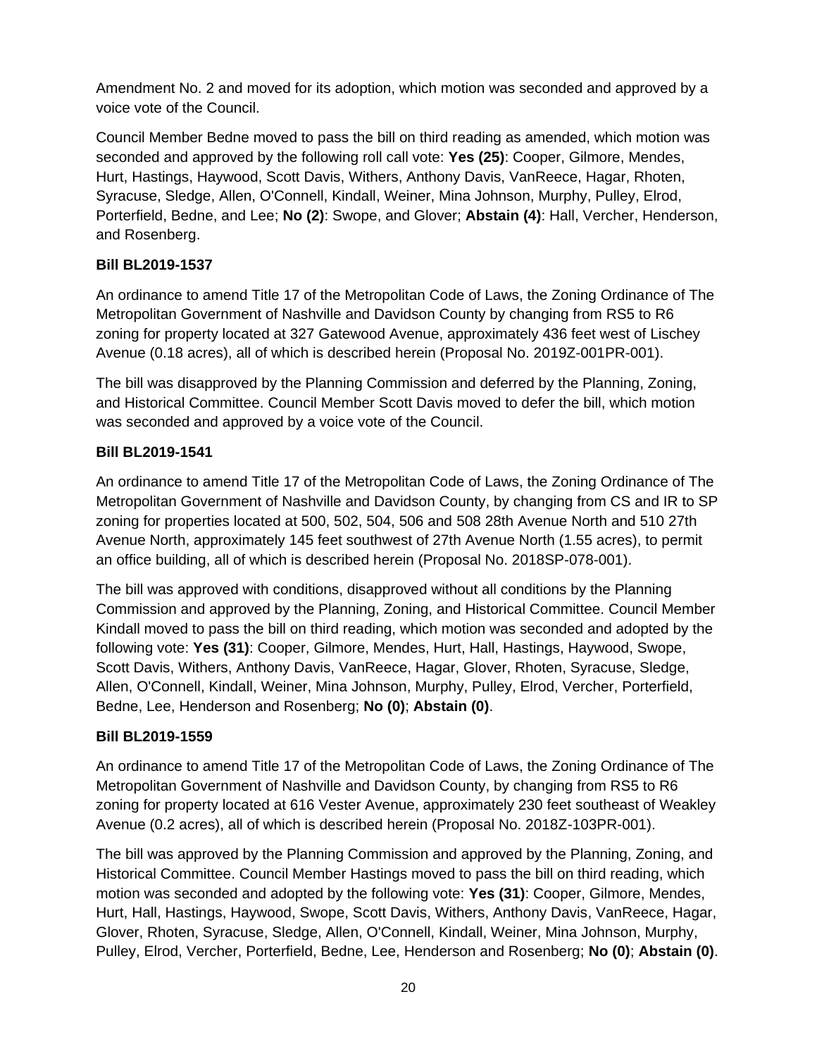Amendment No. 2 and moved for its adoption, which motion was seconded and approved by a voice vote of the Council.

Council Member Bedne moved to pass the bill on third reading as amended, which motion was seconded and approved by the following roll call vote: **Yes (25)**: Cooper, Gilmore, Mendes, Hurt, Hastings, Haywood, Scott Davis, Withers, Anthony Davis, VanReece, Hagar, Rhoten, Syracuse, Sledge, Allen, O'Connell, Kindall, Weiner, Mina Johnson, Murphy, Pulley, Elrod, Porterfield, Bedne, and Lee; **No (2)**: Swope, and Glover; **Abstain (4)**: Hall, Vercher, Henderson, and Rosenberg.

**Bill BL2019-1537**

An ordinance to amend Title 17 of the Metropolitan Code of Laws, the Zoning Ordinance of The Metropolitan Government of Nashville and Davidson County by changing from RS5 to R6 zoning for property located at 327 Gatewood Avenue, approximately 436 feet west of Lischey Avenue (0.18 acres), all of which is described herein (Proposal No. 2019Z-001PR-001).

The bill was disapproved by the Planning Commission and deferred by the Planning, Zoning, and Historical Committee. Council Member Scott Davis moved to defer the bill, which motion was seconded and approved by a voice vote of the Council.

**Bill BL2019-1541**

An ordinance to amend Title 17 of the Metropolitan Code of Laws, the Zoning Ordinance of The Metropolitan Government of Nashville and Davidson County, by changing from CS and IR to SP zoning for properties located at 500, 502, 504, 506 and 508 28th Avenue North and 510 27th Avenue North, approximately 145 feet southwest of 27th Avenue North (1.55 acres), to permit an office building, all of which is described herein (Proposal No. 2018SP-078-001).

The bill was approved with conditions, disapproved without all conditions by the Planning Commission and approved by the Planning, Zoning, and Historical Committee. Council Member Kindall moved to pass the bill on third reading, which motion was seconded and adopted by the following vote: **Yes (31)**: Cooper, Gilmore, Mendes, Hurt, Hall, Hastings, Haywood, Swope, Scott Davis, Withers, Anthony Davis, VanReece, Hagar, Glover, Rhoten, Syracuse, Sledge, Allen, O'Connell, Kindall, Weiner, Mina Johnson, Murphy, Pulley, Elrod, Vercher, Porterfield, Bedne, Lee, Henderson and Rosenberg; **No (0)**; **Abstain (0)**.

**Bill BL2019-1559**

An ordinance to amend Title 17 of the Metropolitan Code of Laws, the Zoning Ordinance of The Metropolitan Government of Nashville and Davidson County, by changing from RS5 to R6 zoning for property located at 616 Vester Avenue, approximately 230 feet southeast of Weakley Avenue (0.2 acres), all of which is described herein (Proposal No. 2018Z-103PR-001).

The bill was approved by the Planning Commission and approved by the Planning, Zoning, and Historical Committee. Council Member Hastings moved to pass the bill on third reading, which motion was seconded and adopted by the following vote: **Yes (31)**: Cooper, Gilmore, Mendes, Hurt, Hall, Hastings, Haywood, Swope, Scott Davis, Withers, Anthony Davis, VanReece, Hagar, Glover, Rhoten, Syracuse, Sledge, Allen, O'Connell, Kindall, Weiner, Mina Johnson, Murphy, Pulley, Elrod, Vercher, Porterfield, Bedne, Lee, Henderson and Rosenberg; **No (0)**; **Abstain (0)**.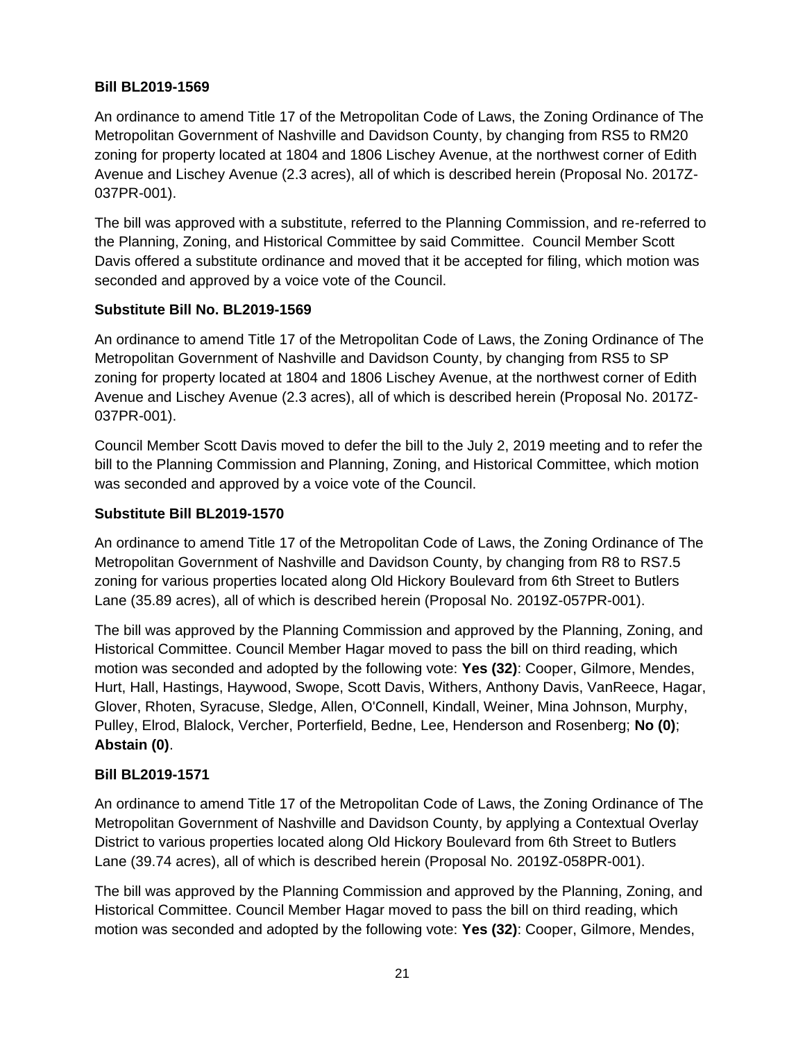**Bill BL2019-1569**

An ordinance to amend Title 17 of the Metropolitan Code of Laws, the Zoning Ordinance of The Metropolitan Government of Nashville and Davidson County, by changing from RS5 to RM20 zoning for property located at 1804 and 1806 Lischey Avenue, at the northwest corner of Edith Avenue and Lischey Avenue (2.3 acres), all of which is described herein (Proposal No. 2017Z-037PR-001).

The bill was approved with a substitute, referred to the Planning Commission, and re-referred to the Planning, Zoning, and Historical Committee by said Committee. Council Member Scott Davis offered a substitute ordinance and moved that it be accepted for filing, which motion was seconded and approved by a voice vote of the Council.

**Substitute Bill No. BL2019-1569**

An ordinance to amend Title 17 of the Metropolitan Code of Laws, the Zoning Ordinance of The Metropolitan Government of Nashville and Davidson County, by changing from RS5 to SP zoning for property located at 1804 and 1806 Lischey Avenue, at the northwest corner of Edith Avenue and Lischey Avenue (2.3 acres), all of which is described herein (Proposal No. 2017Z-037PR-001).

Council Member Scott Davis moved to defer the bill to the July 2, 2019 meeting and to refer the bill to the Planning Commission and Planning, Zoning, and Historical Committee, which motion was seconded and approved by a voice vote of the Council.

**Substitute Bill BL2019-1570**

An ordinance to amend Title 17 of the Metropolitan Code of Laws, the Zoning Ordinance of The Metropolitan Government of Nashville and Davidson County, by changing from R8 to RS7.5 zoning for various properties located along Old Hickory Boulevard from 6th Street to Butlers Lane (35.89 acres), all of which is described herein (Proposal No. 2019Z-057PR-001).

The bill was approved by the Planning Commission and approved by the Planning, Zoning, and Historical Committee. Council Member Hagar moved to pass the bill on third reading, which motion was seconded and adopted by the following vote: **Yes (32)**: Cooper, Gilmore, Mendes, Hurt, Hall, Hastings, Haywood, Swope, Scott Davis, Withers, Anthony Davis, VanReece, Hagar, Glover, Rhoten, Syracuse, Sledge, Allen, O'Connell, Kindall, Weiner, Mina Johnson, Murphy, Pulley, Elrod, Blalock, Vercher, Porterfield, Bedne, Lee, Henderson and Rosenberg; **No (0)**; **Abstain (0)**.

**Bill BL2019-1571**

An ordinance to amend Title 17 of the Metropolitan Code of Laws, the Zoning Ordinance of The Metropolitan Government of Nashville and Davidson County, by applying a Contextual Overlay District to various properties located along Old Hickory Boulevard from 6th Street to Butlers Lane (39.74 acres), all of which is described herein (Proposal No. 2019Z-058PR-001).

The bill was approved by the Planning Commission and approved by the Planning, Zoning, and Historical Committee. Council Member Hagar moved to pass the bill on third reading, which motion was seconded and adopted by the following vote: **Yes (32)**: Cooper, Gilmore, Mendes,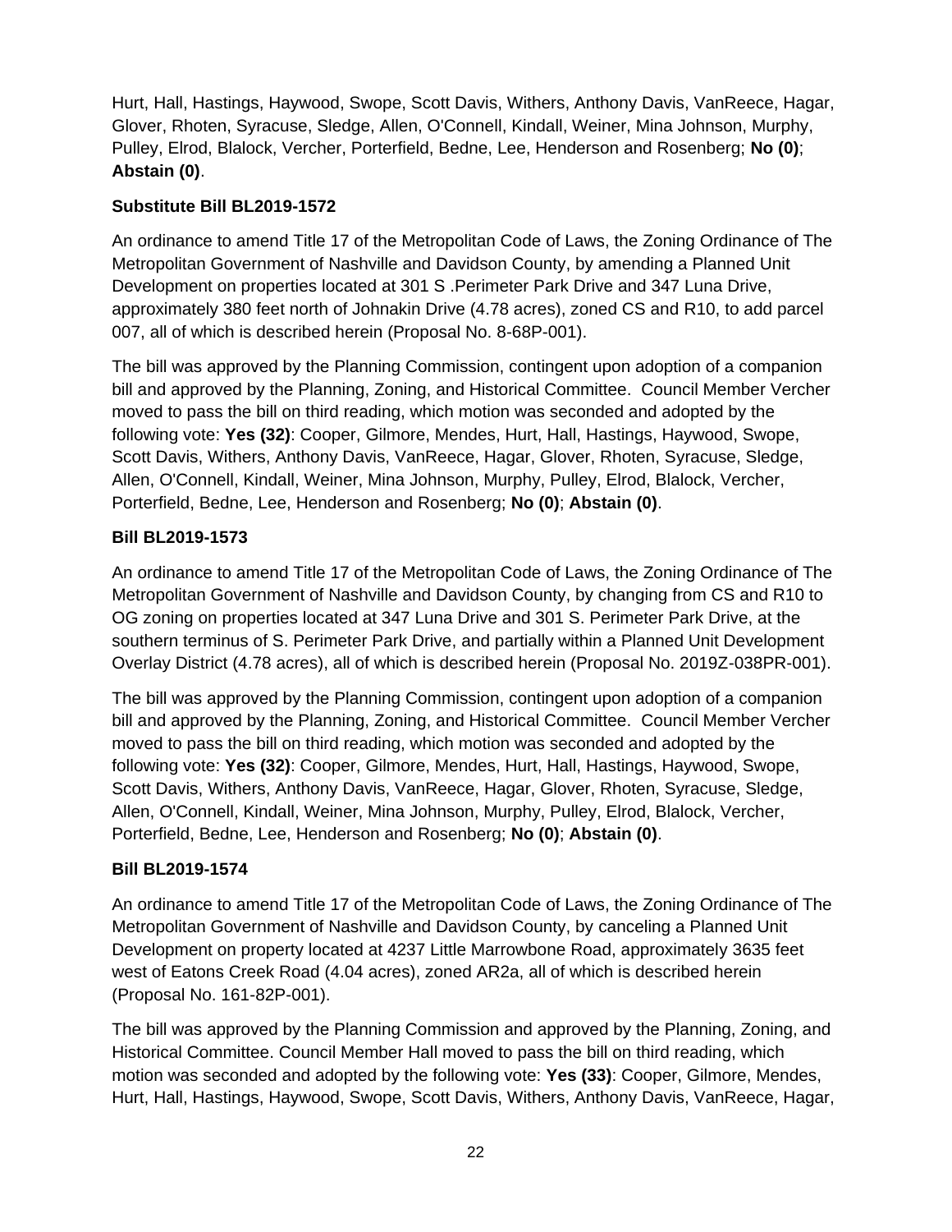Hurt, Hall, Hastings, Haywood, Swope, Scott Davis, Withers, Anthony Davis, VanReece, Hagar, Glover, Rhoten, Syracuse, Sledge, Allen, O'Connell, Kindall, Weiner, Mina Johnson, Murphy, Pulley, Elrod, Blalock, Vercher, Porterfield, Bedne, Lee, Henderson and Rosenberg; **No (0)**; **Abstain (0)**.

**Substitute Bill BL2019-1572**

An ordinance to amend Title 17 of the Metropolitan Code of Laws, the Zoning Ordinance of The Metropolitan Government of Nashville and Davidson County, by amending a Planned Unit Development on properties located at 301 S .Perimeter Park Drive and 347 Luna Drive, approximately 380 feet north of Johnakin Drive (4.78 acres), zoned CS and R10, to add parcel 007, all of which is described herein (Proposal No. 8-68P-001).

The bill was approved by the Planning Commission, contingent upon adoption of a companion bill and approved by the Planning, Zoning, and Historical Committee. Council Member Vercher moved to pass the bill on third reading, which motion was seconded and adopted by the following vote: **Yes (32)**: Cooper, Gilmore, Mendes, Hurt, Hall, Hastings, Haywood, Swope, Scott Davis, Withers, Anthony Davis, VanReece, Hagar, Glover, Rhoten, Syracuse, Sledge, Allen, O'Connell, Kindall, Weiner, Mina Johnson, Murphy, Pulley, Elrod, Blalock, Vercher, Porterfield, Bedne, Lee, Henderson and Rosenberg; **No (0)**; **Abstain (0)**.

**Bill BL2019-1573**

An ordinance to amend Title 17 of the Metropolitan Code of Laws, the Zoning Ordinance of The Metropolitan Government of Nashville and Davidson County, by changing from CS and R10 to OG zoning on properties located at 347 Luna Drive and 301 S. Perimeter Park Drive, at the southern terminus of S. Perimeter Park Drive, and partially within a Planned Unit Development Overlay District (4.78 acres), all of which is described herein (Proposal No. 2019Z-038PR-001).

The bill was approved by the Planning Commission, contingent upon adoption of a companion bill and approved by the Planning, Zoning, and Historical Committee. Council Member Vercher moved to pass the bill on third reading, which motion was seconded and adopted by the following vote: **Yes (32)**: Cooper, Gilmore, Mendes, Hurt, Hall, Hastings, Haywood, Swope, Scott Davis, Withers, Anthony Davis, VanReece, Hagar, Glover, Rhoten, Syracuse, Sledge, Allen, O'Connell, Kindall, Weiner, Mina Johnson, Murphy, Pulley, Elrod, Blalock, Vercher, Porterfield, Bedne, Lee, Henderson and Rosenberg; **No (0)**; **Abstain (0)**.

**Bill BL2019-1574**

An ordinance to amend Title 17 of the Metropolitan Code of Laws, the Zoning Ordinance of The Metropolitan Government of Nashville and Davidson County, by canceling a Planned Unit Development on property located at 4237 Little Marrowbone Road, approximately 3635 feet west of Eatons Creek Road (4.04 acres), zoned AR2a, all of which is described herein (Proposal No. 161-82P-001).

The bill was approved by the Planning Commission and approved by the Planning, Zoning, and Historical Committee. Council Member Hall moved to pass the bill on third reading, which motion was seconded and adopted by the following vote: **Yes (33)**: Cooper, Gilmore, Mendes, Hurt, Hall, Hastings, Haywood, Swope, Scott Davis, Withers, Anthony Davis, VanReece, Hagar,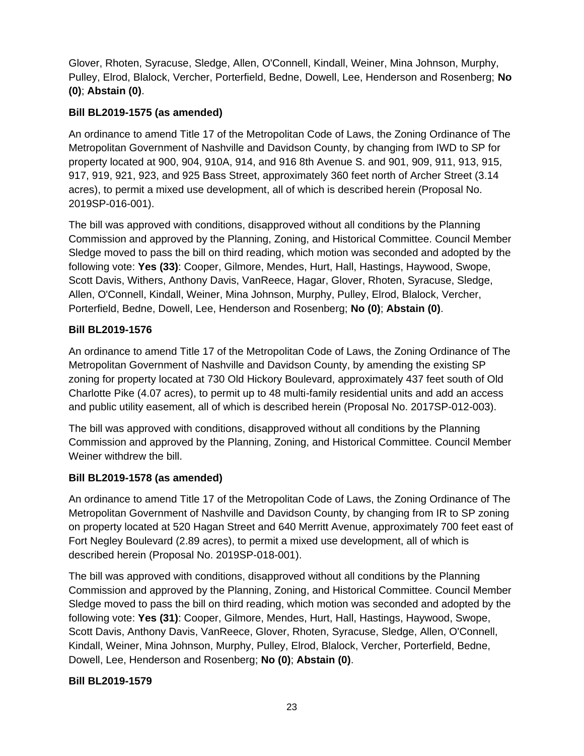Glover, Rhoten, Syracuse, Sledge, Allen, O'Connell, Kindall, Weiner, Mina Johnson, Murphy, Pulley, Elrod, Blalock, Vercher, Porterfield, Bedne, Dowell, Lee, Henderson and Rosenberg; **No (0)**; **Abstain (0)**.

**Bill BL2019-1575 (as amended)**

An ordinance to amend Title 17 of the Metropolitan Code of Laws, the Zoning Ordinance of The Metropolitan Government of Nashville and Davidson County, by changing from IWD to SP for property located at 900, 904, 910A, 914, and 916 8th Avenue S. and 901, 909, 911, 913, 915, 917, 919, 921, 923, and 925 Bass Street, approximately 360 feet north of Archer Street (3.14 acres), to permit a mixed use development, all of which is described herein (Proposal No. 2019SP-016-001).

The bill was approved with conditions, disapproved without all conditions by the Planning Commission and approved by the Planning, Zoning, and Historical Committee. Council Member Sledge moved to pass the bill on third reading, which motion was seconded and adopted by the following vote: **Yes (33)**: Cooper, Gilmore, Mendes, Hurt, Hall, Hastings, Haywood, Swope, Scott Davis, Withers, Anthony Davis, VanReece, Hagar, Glover, Rhoten, Syracuse, Sledge, Allen, O'Connell, Kindall, Weiner, Mina Johnson, Murphy, Pulley, Elrod, Blalock, Vercher, Porterfield, Bedne, Dowell, Lee, Henderson and Rosenberg; **No (0)**; **Abstain (0)**.

**Bill BL2019-1576**

An ordinance to amend Title 17 of the Metropolitan Code of Laws, the Zoning Ordinance of The Metropolitan Government of Nashville and Davidson County, by amending the existing SP zoning for property located at 730 Old Hickory Boulevard, approximately 437 feet south of Old Charlotte Pike (4.07 acres), to permit up to 48 multi-family residential units and add an access and public utility easement, all of which is described herein (Proposal No. 2017SP-012-003).

The bill was approved with conditions, disapproved without all conditions by the Planning Commission and approved by the Planning, Zoning, and Historical Committee. Council Member Weiner withdrew the bill.

**Bill BL2019-1578 (as amended)**

An ordinance to amend Title 17 of the Metropolitan Code of Laws, the Zoning Ordinance of The Metropolitan Government of Nashville and Davidson County, by changing from IR to SP zoning on property located at 520 Hagan Street and 640 Merritt Avenue, approximately 700 feet east of Fort Negley Boulevard (2.89 acres), to permit a mixed use development, all of which is described herein (Proposal No. 2019SP-018-001).

The bill was approved with conditions, disapproved without all conditions by the Planning Commission and approved by the Planning, Zoning, and Historical Committee. Council Member Sledge moved to pass the bill on third reading, which motion was seconded and adopted by the following vote: **Yes (31)**: Cooper, Gilmore, Mendes, Hurt, Hall, Hastings, Haywood, Swope, Scott Davis, Anthony Davis, VanReece, Glover, Rhoten, Syracuse, Sledge, Allen, O'Connell, Kindall, Weiner, Mina Johnson, Murphy, Pulley, Elrod, Blalock, Vercher, Porterfield, Bedne, Dowell, Lee, Henderson and Rosenberg; **No (0)**; **Abstain (0)**.

**Bill BL2019-1579**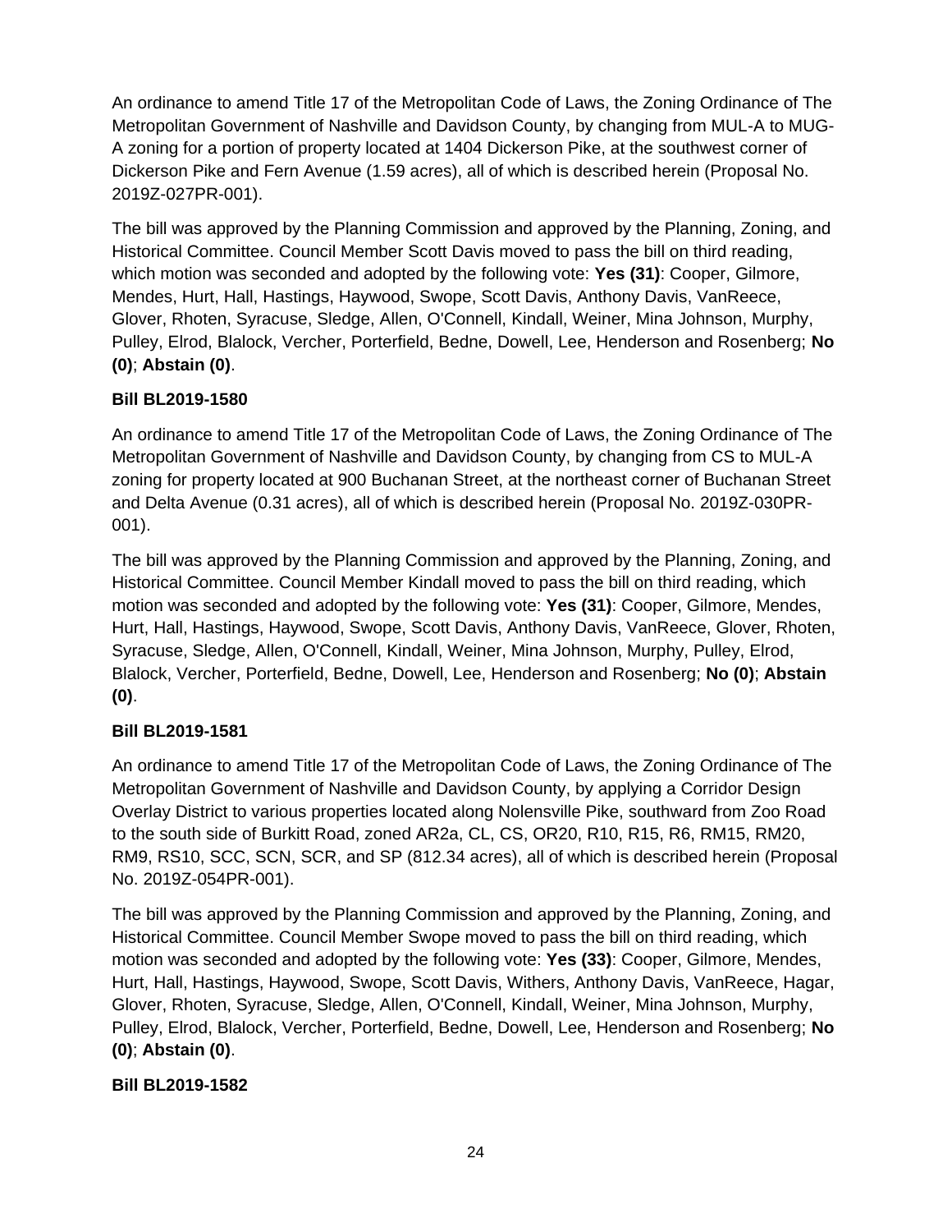An ordinance to amend Title 17 of the Metropolitan Code of Laws, the Zoning Ordinance of The Metropolitan Government of Nashville and Davidson County, by changing from MUL-A to MUG-A zoning for a portion of property located at 1404 Dickerson Pike, at the southwest corner of Dickerson Pike and Fern Avenue (1.59 acres), all of which is described herein (Proposal No. 2019Z-027PR-001).

The bill was approved by the Planning Commission and approved by the Planning, Zoning, and Historical Committee. Council Member Scott Davis moved to pass the bill on third reading, which motion was seconded and adopted by the following vote: **Yes (31)**: Cooper, Gilmore, Mendes, Hurt, Hall, Hastings, Haywood, Swope, Scott Davis, Anthony Davis, VanReece, Glover, Rhoten, Syracuse, Sledge, Allen, O'Connell, Kindall, Weiner, Mina Johnson, Murphy, Pulley, Elrod, Blalock, Vercher, Porterfield, Bedne, Dowell, Lee, Henderson and Rosenberg; **No (0)**; **Abstain (0)**.

**Bill BL2019-1580**

An ordinance to amend Title 17 of the Metropolitan Code of Laws, the Zoning Ordinance of The Metropolitan Government of Nashville and Davidson County, by changing from CS to MUL-A zoning for property located at 900 Buchanan Street, at the northeast corner of Buchanan Street and Delta Avenue (0.31 acres), all of which is described herein (Proposal No. 2019Z-030PR-001).

The bill was approved by the Planning Commission and approved by the Planning, Zoning, and Historical Committee. Council Member Kindall moved to pass the bill on third reading, which motion was seconded and adopted by the following vote: **Yes (31)**: Cooper, Gilmore, Mendes, Hurt, Hall, Hastings, Haywood, Swope, Scott Davis, Anthony Davis, VanReece, Glover, Rhoten, Syracuse, Sledge, Allen, O'Connell, Kindall, Weiner, Mina Johnson, Murphy, Pulley, Elrod, Blalock, Vercher, Porterfield, Bedne, Dowell, Lee, Henderson and Rosenberg; **No (0)**; **Abstain (0)**.

**Bill BL2019-1581**

An ordinance to amend Title 17 of the Metropolitan Code of Laws, the Zoning Ordinance of The Metropolitan Government of Nashville and Davidson County, by applying a Corridor Design Overlay District to various properties located along Nolensville Pike, southward from Zoo Road to the south side of Burkitt Road, zoned AR2a, CL, CS, OR20, R10, R15, R6, RM15, RM20, RM9, RS10, SCC, SCN, SCR, and SP (812.34 acres), all of which is described herein (Proposal No. 2019Z-054PR-001).

The bill was approved by the Planning Commission and approved by the Planning, Zoning, and Historical Committee. Council Member Swope moved to pass the bill on third reading, which motion was seconded and adopted by the following vote: **Yes (33)**: Cooper, Gilmore, Mendes, Hurt, Hall, Hastings, Haywood, Swope, Scott Davis, Withers, Anthony Davis, VanReece, Hagar, Glover, Rhoten, Syracuse, Sledge, Allen, O'Connell, Kindall, Weiner, Mina Johnson, Murphy, Pulley, Elrod, Blalock, Vercher, Porterfield, Bedne, Dowell, Lee, Henderson and Rosenberg; **No (0)**; **Abstain (0)**.

**Bill BL2019-1582**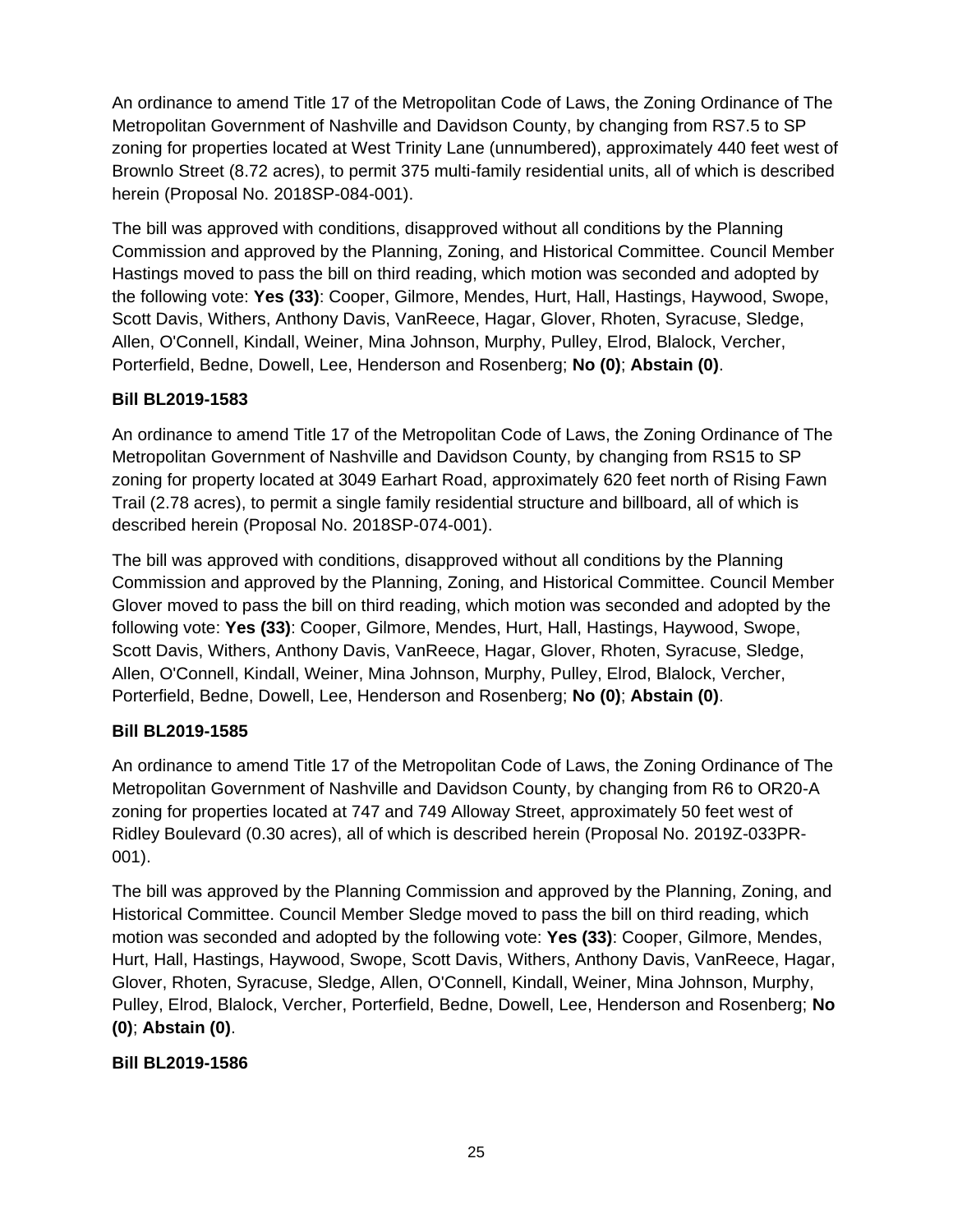An ordinance to amend Title 17 of the Metropolitan Code of Laws, the Zoning Ordinance of The Metropolitan Government of Nashville and Davidson County, by changing from RS7.5 to SP zoning for properties located at West Trinity Lane (unnumbered), approximately 440 feet west of Brownlo Street (8.72 acres), to permit 375 multi-family residential units, all of which is described herein (Proposal No. 2018SP-084-001).

The bill was approved with conditions, disapproved without all conditions by the Planning Commission and approved by the Planning, Zoning, and Historical Committee. Council Member Hastings moved to pass the bill on third reading, which motion was seconded and adopted by the following vote: **Yes (33)**: Cooper, Gilmore, Mendes, Hurt, Hall, Hastings, Haywood, Swope, Scott Davis, Withers, Anthony Davis, VanReece, Hagar, Glover, Rhoten, Syracuse, Sledge, Allen, O'Connell, Kindall, Weiner, Mina Johnson, Murphy, Pulley, Elrod, Blalock, Vercher, Porterfield, Bedne, Dowell, Lee, Henderson and Rosenberg; **No (0)**; **Abstain (0)**.

**Bill BL2019-1583**

An ordinance to amend Title 17 of the Metropolitan Code of Laws, the Zoning Ordinance of The Metropolitan Government of Nashville and Davidson County, by changing from RS15 to SP zoning for property located at 3049 Earhart Road, approximately 620 feet north of Rising Fawn Trail (2.78 acres), to permit a single family residential structure and billboard, all of which is described herein (Proposal No. 2018SP-074-001).

The bill was approved with conditions, disapproved without all conditions by the Planning Commission and approved by the Planning, Zoning, and Historical Committee. Council Member Glover moved to pass the bill on third reading, which motion was seconded and adopted by the following vote: **Yes (33)**: Cooper, Gilmore, Mendes, Hurt, Hall, Hastings, Haywood, Swope, Scott Davis, Withers, Anthony Davis, VanReece, Hagar, Glover, Rhoten, Syracuse, Sledge, Allen, O'Connell, Kindall, Weiner, Mina Johnson, Murphy, Pulley, Elrod, Blalock, Vercher, Porterfield, Bedne, Dowell, Lee, Henderson and Rosenberg; **No (0)**; **Abstain (0)**.

**Bill BL2019-1585**

An ordinance to amend Title 17 of the Metropolitan Code of Laws, the Zoning Ordinance of The Metropolitan Government of Nashville and Davidson County, by changing from R6 to OR20-A zoning for properties located at 747 and 749 Alloway Street, approximately 50 feet west of Ridley Boulevard (0.30 acres), all of which is described herein (Proposal No. 2019Z-033PR-001).

The bill was approved by the Planning Commission and approved by the Planning, Zoning, and Historical Committee. Council Member Sledge moved to pass the bill on third reading, which motion was seconded and adopted by the following vote: **Yes (33)**: Cooper, Gilmore, Mendes, Hurt, Hall, Hastings, Haywood, Swope, Scott Davis, Withers, Anthony Davis, VanReece, Hagar, Glover, Rhoten, Syracuse, Sledge, Allen, O'Connell, Kindall, Weiner, Mina Johnson, Murphy, Pulley, Elrod, Blalock, Vercher, Porterfield, Bedne, Dowell, Lee, Henderson and Rosenberg; **No (0)**; **Abstain (0)**.

**Bill BL2019-1586**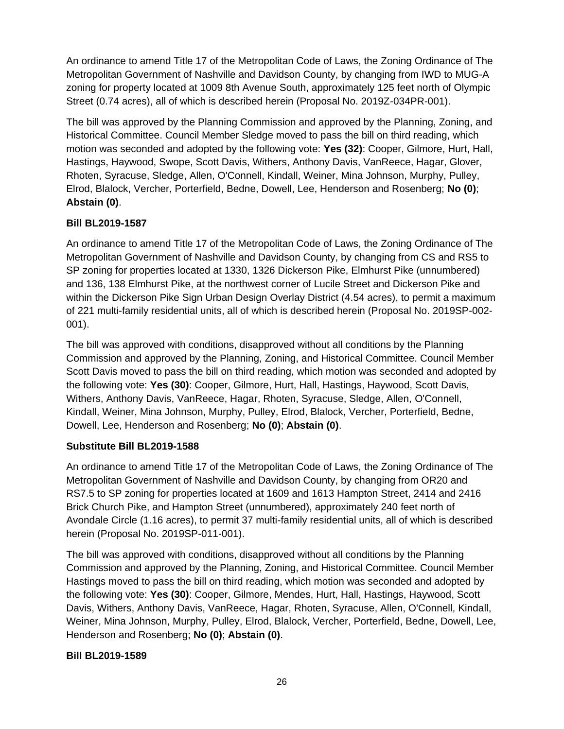An ordinance to amend Title 17 of the Metropolitan Code of Laws, the Zoning Ordinance of The Metropolitan Government of Nashville and Davidson County, by changing from IWD to MUG-A zoning for property located at 1009 8th Avenue South, approximately 125 feet north of Olympic Street (0.74 acres), all of which is described herein (Proposal No. 2019Z-034PR-001).

The bill was approved by the Planning Commission and approved by the Planning, Zoning, and Historical Committee. Council Member Sledge moved to pass the bill on third reading, which motion was seconded and adopted by the following vote: **Yes (32)**: Cooper, Gilmore, Hurt, Hall, Hastings, Haywood, Swope, Scott Davis, Withers, Anthony Davis, VanReece, Hagar, Glover, Rhoten, Syracuse, Sledge, Allen, O'Connell, Kindall, Weiner, Mina Johnson, Murphy, Pulley, Elrod, Blalock, Vercher, Porterfield, Bedne, Dowell, Lee, Henderson and Rosenberg; **No (0)**; **Abstain (0)**.

**Bill BL2019-1587**

An ordinance to amend Title 17 of the Metropolitan Code of Laws, the Zoning Ordinance of The Metropolitan Government of Nashville and Davidson County, by changing from CS and RS5 to SP zoning for properties located at 1330, 1326 Dickerson Pike, Elmhurst Pike (unnumbered) and 136, 138 Elmhurst Pike, at the northwest corner of Lucile Street and Dickerson Pike and within the Dickerson Pike Sign Urban Design Overlay District (4.54 acres), to permit a maximum of 221 multi-family residential units, all of which is described herein (Proposal No. 2019SP-002-001).

The bill was approved with conditions, disapproved without all conditions by the Planning Commission and approved by the Planning, Zoning, and Historical Committee. Council Member Scott Davis moved to pass the bill on third reading, which motion was seconded and adopted by the following vote: **Yes (30)**: Cooper, Gilmore, Hurt, Hall, Hastings, Haywood, Scott Davis, Withers, Anthony Davis, VanReece, Hagar, Rhoten, Syracuse, Sledge, Allen, O'Connell, Kindall, Weiner, Mina Johnson, Murphy, Pulley, Elrod, Blalock, Vercher, Porterfield, Bedne, Dowell, Lee, Henderson and Rosenberg; **No (0)**; **Abstain (0)**.

**Substitute Bill BL2019-1588**

An ordinance to amend Title 17 of the Metropolitan Code of Laws, the Zoning Ordinance of The Metropolitan Government of Nashville and Davidson County, by changing from OR20 and RS7.5 to SP zoning for properties located at 1609 and 1613 Hampton Street, 2414 and 2416 Brick Church Pike, and Hampton Street (unnumbered), approximately 240 feet north of Avondale Circle (1.16 acres), to permit 37 multi-family residential units, all of which is described herein (Proposal No. 2019SP-011-001).

The bill was approved with conditions, disapproved without all conditions by the Planning Commission and approved by the Planning, Zoning, and Historical Committee. Council Member Hastings moved to pass the bill on third reading, which motion was seconded and adopted by the following vote: **Yes (30)**: Cooper, Gilmore, Mendes, Hurt, Hall, Hastings, Haywood, Scott Davis, Withers, Anthony Davis, VanReece, Hagar, Rhoten, Syracuse, Allen, O'Connell, Kindall, Weiner, Mina Johnson, Murphy, Pulley, Elrod, Blalock, Vercher, Porterfield, Bedne, Dowell, Lee, Henderson and Rosenberg; **No (0)**; **Abstain (0)**.

**Bill BL2019-1589**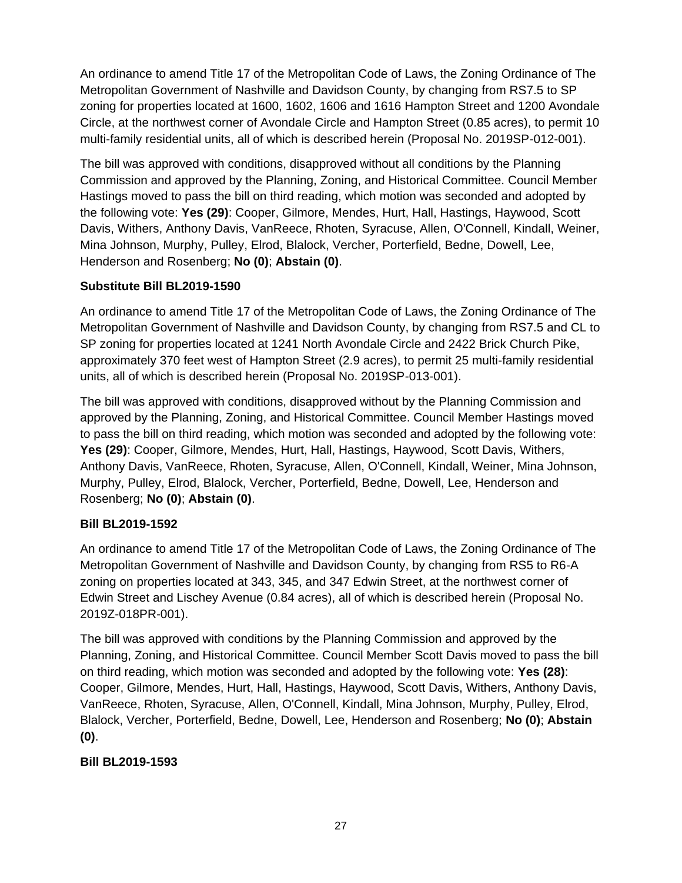An ordinance to amend Title 17 of the Metropolitan Code of Laws, the Zoning Ordinance of The Metropolitan Government of Nashville and Davidson County, by changing from RS7.5 to SP zoning for properties located at 1600, 1602, 1606 and 1616 Hampton Street and 1200 Avondale Circle, at the northwest corner of Avondale Circle and Hampton Street (0.85 acres), to permit 10 multi-family residential units, all of which is described herein (Proposal No. 2019SP-012-001).

The bill was approved with conditions, disapproved without all conditions by the Planning Commission and approved by the Planning, Zoning, and Historical Committee. Council Member Hastings moved to pass the bill on third reading, which motion was seconded and adopted by the following vote: **Yes (29)**: Cooper, Gilmore, Mendes, Hurt, Hall, Hastings, Haywood, Scott Davis, Withers, Anthony Davis, VanReece, Rhoten, Syracuse, Allen, O'Connell, Kindall, Weiner, Mina Johnson, Murphy, Pulley, Elrod, Blalock, Vercher, Porterfield, Bedne, Dowell, Lee, Henderson and Rosenberg; **No (0)**; **Abstain (0)**.

**Substitute Bill BL2019-1590**

An ordinance to amend Title 17 of the Metropolitan Code of Laws, the Zoning Ordinance of The Metropolitan Government of Nashville and Davidson County, by changing from RS7.5 and CL to SP zoning for properties located at 1241 North Avondale Circle and 2422 Brick Church Pike, approximately 370 feet west of Hampton Street (2.9 acres), to permit 25 multi-family residential units, all of which is described herein (Proposal No. 2019SP-013-001).

The bill was approved with conditions, disapproved without by the Planning Commission and approved by the Planning, Zoning, and Historical Committee. Council Member Hastings moved to pass the bill on third reading, which motion was seconded and adopted by the following vote: **Yes (29)**: Cooper, Gilmore, Mendes, Hurt, Hall, Hastings, Haywood, Scott Davis, Withers, Anthony Davis, VanReece, Rhoten, Syracuse, Allen, O'Connell, Kindall, Weiner, Mina Johnson, Murphy, Pulley, Elrod, Blalock, Vercher, Porterfield, Bedne, Dowell, Lee, Henderson and Rosenberg; **No (0)**; **Abstain (0)**.

**Bill BL2019-1592**

An ordinance to amend Title 17 of the Metropolitan Code of Laws, the Zoning Ordinance of The Metropolitan Government of Nashville and Davidson County, by changing from RS5 to R6-A zoning on properties located at 343, 345, and 347 Edwin Street, at the northwest corner of Edwin Street and Lischey Avenue (0.84 acres), all of which is described herein (Proposal No. 2019Z-018PR-001).

The bill was approved with conditions by the Planning Commission and approved by the Planning, Zoning, and Historical Committee. Council Member Scott Davis moved to pass the bill on third reading, which motion was seconded and adopted by the following vote: **Yes (28)**: Cooper, Gilmore, Mendes, Hurt, Hall, Hastings, Haywood, Scott Davis, Withers, Anthony Davis, VanReece, Rhoten, Syracuse, Allen, O'Connell, Kindall, Mina Johnson, Murphy, Pulley, Elrod, Blalock, Vercher, Porterfield, Bedne, Dowell, Lee, Henderson and Rosenberg; **No (0)**; **Abstain (0)**.

**Bill BL2019-1593**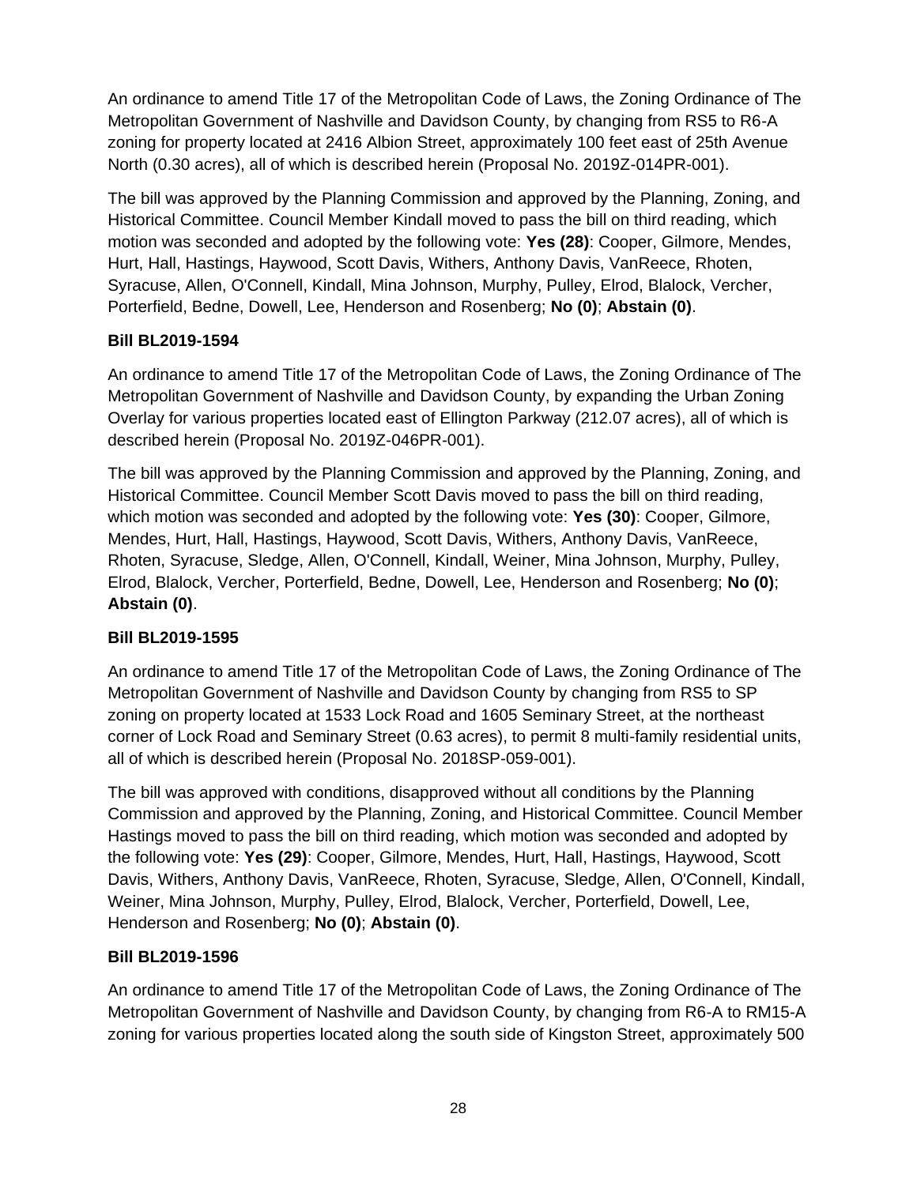An ordinance to amend Title 17 of the Metropolitan Code of Laws, the Zoning Ordinance of The Metropolitan Government of Nashville and Davidson County, by changing from RS5 to R6-A zoning for property located at 2416 Albion Street, approximately 100 feet east of 25th Avenue North (0.30 acres), all of which is described herein (Proposal No. 2019Z-014PR-001).

The bill was approved by the Planning Commission and approved by the Planning, Zoning, and Historical Committee. Council Member Kindall moved to pass the bill on third reading, which motion was seconded and adopted by the following vote: **Yes (28)**: Cooper, Gilmore, Mendes, Hurt, Hall, Hastings, Haywood, Scott Davis, Withers, Anthony Davis, VanReece, Rhoten, Syracuse, Allen, O'Connell, Kindall, Mina Johnson, Murphy, Pulley, Elrod, Blalock, Vercher, Porterfield, Bedne, Dowell, Lee, Henderson and Rosenberg; **No (0)**; **Abstain (0)**.

**Bill BL2019-1594**

An ordinance to amend Title 17 of the Metropolitan Code of Laws, the Zoning Ordinance of The Metropolitan Government of Nashville and Davidson County, by expanding the Urban Zoning Overlay for various properties located east of Ellington Parkway (212.07 acres), all of which is described herein (Proposal No. 2019Z-046PR-001).

The bill was approved by the Planning Commission and approved by the Planning, Zoning, and Historical Committee. Council Member Scott Davis moved to pass the bill on third reading, which motion was seconded and adopted by the following vote: **Yes (30)**: Cooper, Gilmore, Mendes, Hurt, Hall, Hastings, Haywood, Scott Davis, Withers, Anthony Davis, VanReece, Rhoten, Syracuse, Sledge, Allen, O'Connell, Kindall, Weiner, Mina Johnson, Murphy, Pulley, Elrod, Blalock, Vercher, Porterfield, Bedne, Dowell, Lee, Henderson and Rosenberg; **No (0)**; **Abstain (0)**.

**Bill BL2019-1595**

An ordinance to amend Title 17 of the Metropolitan Code of Laws, the Zoning Ordinance of The Metropolitan Government of Nashville and Davidson County by changing from RS5 to SP zoning on property located at 1533 Lock Road and 1605 Seminary Street, at the northeast corner of Lock Road and Seminary Street (0.63 acres), to permit 8 multi-family residential units, all of which is described herein (Proposal No. 2018SP-059-001).

The bill was approved with conditions, disapproved without all conditions by the Planning Commission and approved by the Planning, Zoning, and Historical Committee. Council Member Hastings moved to pass the bill on third reading, which motion was seconded and adopted by the following vote: **Yes (29)**: Cooper, Gilmore, Mendes, Hurt, Hall, Hastings, Haywood, Scott Davis, Withers, Anthony Davis, VanReece, Rhoten, Syracuse, Sledge, Allen, O'Connell, Kindall, Weiner, Mina Johnson, Murphy, Pulley, Elrod, Blalock, Vercher, Porterfield, Dowell, Lee, Henderson and Rosenberg; **No (0)**; **Abstain (0)**.

**Bill BL2019-1596**

An ordinance to amend Title 17 of the Metropolitan Code of Laws, the Zoning Ordinance of The Metropolitan Government of Nashville and Davidson County, by changing from R6-A to RM15-A zoning for various properties located along the south side of Kingston Street, approximately 500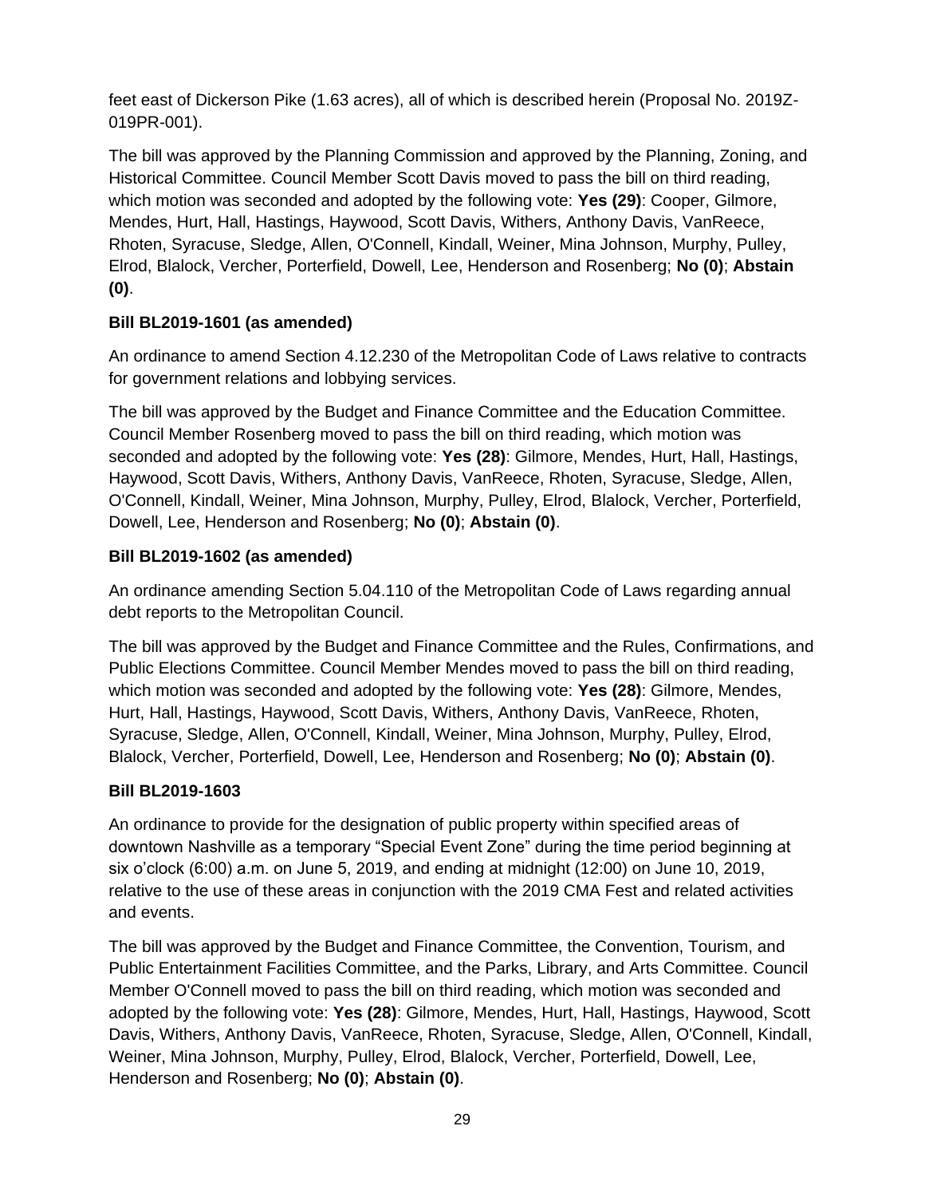feet east of Dickerson Pike (1.63 acres), all of which is described herein (Proposal No. 2019Z-019PR-001).

The bill was approved by the Planning Commission and approved by the Planning, Zoning, and Historical Committee. Council Member Scott Davis moved to pass the bill on third reading, which motion was seconded and adopted by the following vote: **Yes (29)**: Cooper, Gilmore, Mendes, Hurt, Hall, Hastings, Haywood, Scott Davis, Withers, Anthony Davis, VanReece, Rhoten, Syracuse, Sledge, Allen, O'Connell, Kindall, Weiner, Mina Johnson, Murphy, Pulley, Elrod, Blalock, Vercher, Porterfield, Dowell, Lee, Henderson and Rosenberg; **No (0)**; **Abstain (0)**.

**Bill BL2019-1601 (as amended)**

An ordinance to amend Section 4.12.230 of the Metropolitan Code of Laws relative to contracts for government relations and lobbying services.

The bill was approved by the Budget and Finance Committee and the Education Committee. Council Member Rosenberg moved to pass the bill on third reading, which motion was seconded and adopted by the following vote: **Yes (28)**: Gilmore, Mendes, Hurt, Hall, Hastings, Haywood, Scott Davis, Withers, Anthony Davis, VanReece, Rhoten, Syracuse, Sledge, Allen, O'Connell, Kindall, Weiner, Mina Johnson, Murphy, Pulley, Elrod, Blalock, Vercher, Porterfield, Dowell, Lee, Henderson and Rosenberg; **No (0)**; **Abstain (0)**.

**Bill BL2019-1602 (as amended)**

An ordinance amending Section 5.04.110 of the Metropolitan Code of Laws regarding annual debt reports to the Metropolitan Council.

The bill was approved by the Budget and Finance Committee and the Rules, Confirmations, and Public Elections Committee. Council Member Mendes moved to pass the bill on third reading, which motion was seconded and adopted by the following vote: **Yes (28)**: Gilmore, Mendes, Hurt, Hall, Hastings, Haywood, Scott Davis, Withers, Anthony Davis, VanReece, Rhoten, Syracuse, Sledge, Allen, O'Connell, Kindall, Weiner, Mina Johnson, Murphy, Pulley, Elrod, Blalock, Vercher, Porterfield, Dowell, Lee, Henderson and Rosenberg; **No (0)**; **Abstain (0)**.

**Bill BL2019-1603**

An ordinance to provide for the designation of public property within specified areas of downtown Nashville as a temporary "Special Event Zone" during the time period beginning at six o'clock (6:00) a.m. on June 5, 2019, and ending at midnight (12:00) on June 10, 2019, relative to the use of these areas in conjunction with the 2019 CMA Fest and related activities and events.

The bill was approved by the Budget and Finance Committee, the Convention, Tourism, and Public Entertainment Facilities Committee, and the Parks, Library, and Arts Committee. Council Member O'Connell moved to pass the bill on third reading, which motion was seconded and adopted by the following vote: **Yes (28)**: Gilmore, Mendes, Hurt, Hall, Hastings, Haywood, Scott Davis, Withers, Anthony Davis, VanReece, Rhoten, Syracuse, Sledge, Allen, O'Connell, Kindall, Weiner, Mina Johnson, Murphy, Pulley, Elrod, Blalock, Vercher, Porterfield, Dowell, Lee, Henderson and Rosenberg; **No (0)**; **Abstain (0)**.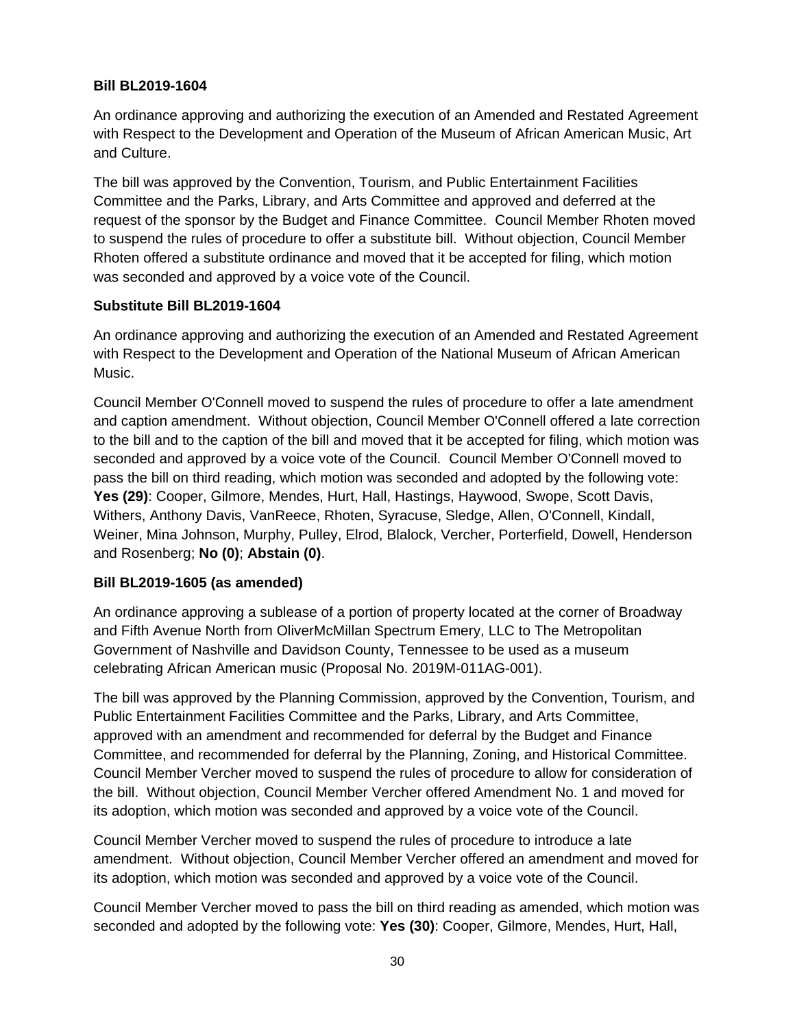**Bill BL2019-1604**

An ordinance approving and authorizing the execution of an Amended and Restated Agreement with Respect to the Development and Operation of the Museum of African American Music, Art and Culture.

The bill was approved by the Convention, Tourism, and Public Entertainment Facilities Committee and the Parks, Library, and Arts Committee and approved and deferred at the request of the sponsor by the Budget and Finance Committee. Council Member Rhoten moved to suspend the rules of procedure to offer a substitute bill. Without objection, Council Member Rhoten offered a substitute ordinance and moved that it be accepted for filing, which motion was seconded and approved by a voice vote of the Council.

**Substitute Bill BL2019-1604**

An ordinance approving and authorizing the execution of an Amended and Restated Agreement with Respect to the Development and Operation of the National Museum of African American Music.

Council Member O'Connell moved to suspend the rules of procedure to offer a late amendment and caption amendment. Without objection, Council Member O'Connell offered a late correction to the bill and to the caption of the bill and moved that it be accepted for filing, which motion was seconded and approved by a voice vote of the Council. Council Member O'Connell moved to pass the bill on third reading, which motion was seconded and adopted by the following vote: **Yes (29)**: Cooper, Gilmore, Mendes, Hurt, Hall, Hastings, Haywood, Swope, Scott Davis, Withers, Anthony Davis, VanReece, Rhoten, Syracuse, Sledge, Allen, O'Connell, Kindall, Weiner, Mina Johnson, Murphy, Pulley, Elrod, Blalock, Vercher, Porterfield, Dowell, Henderson and Rosenberg; **No (0)**; **Abstain (0)**.

**Bill BL2019-1605 (as amended)**

An ordinance approving a sublease of a portion of property located at the corner of Broadway and Fifth Avenue North from OliverMcMillan Spectrum Emery, LLC to The Metropolitan Government of Nashville and Davidson County, Tennessee to be used as a museum celebrating African American music (Proposal No. 2019M-011AG-001).

The bill was approved by the Planning Commission, approved by the Convention, Tourism, and Public Entertainment Facilities Committee and the Parks, Library, and Arts Committee, approved with an amendment and recommended for deferral by the Budget and Finance Committee, and recommended for deferral by the Planning, Zoning, and Historical Committee. Council Member Vercher moved to suspend the rules of procedure to allow for consideration of the bill. Without objection, Council Member Vercher offered Amendment No. 1 and moved for its adoption, which motion was seconded and approved by a voice vote of the Council.

Council Member Vercher moved to suspend the rules of procedure to introduce a late amendment. Without objection, Council Member Vercher offered an amendment and moved for its adoption, which motion was seconded and approved by a voice vote of the Council.

Council Member Vercher moved to pass the bill on third reading as amended, which motion was seconded and adopted by the following vote: **Yes (30)**: Cooper, Gilmore, Mendes, Hurt, Hall,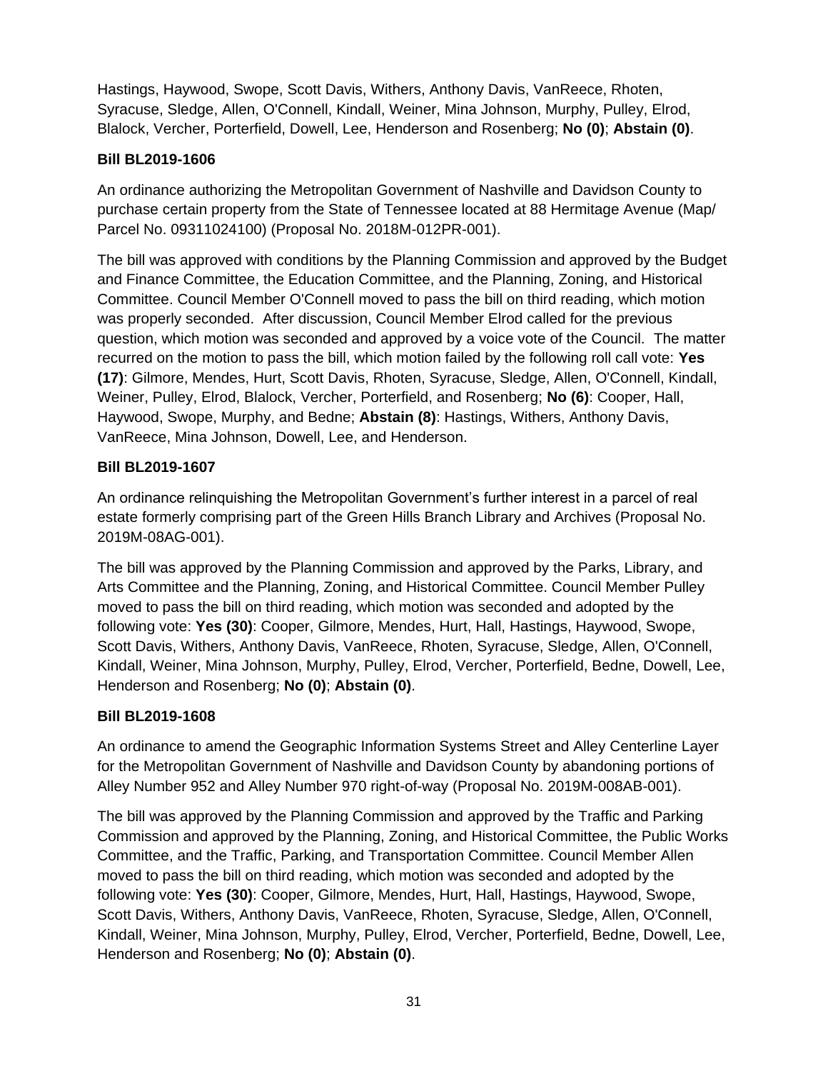Hastings, Haywood, Swope, Scott Davis, Withers, Anthony Davis, VanReece, Rhoten, Syracuse, Sledge, Allen, O'Connell, Kindall, Weiner, Mina Johnson, Murphy, Pulley, Elrod, Blalock, Vercher, Porterfield, Dowell, Lee, Henderson and Rosenberg; **No (0)**; **Abstain (0)**.

**Bill BL2019-1606**

An ordinance authorizing the Metropolitan Government of Nashville and Davidson County to purchase certain property from the State of Tennessee located at 88 Hermitage Avenue (Map/Parcel No. 09311024100) (Proposal No. 2018M-012PR-001).

The bill was approved with conditions by the Planning Commission and approved by the Budget and Finance Committee, the Education Committee, and the Planning, Zoning, and Historical Committee. Council Member O'Connell moved to pass the bill on third reading, which motion was properly seconded. After discussion, Council Member Elrod called for the previous question, which motion was seconded and approved by a voice vote of the Council. The matter recurred on the motion to pass the bill, which motion failed by the following roll call vote: **Yes (17)**: Gilmore, Mendes, Hurt, Scott Davis, Rhoten, Syracuse, Sledge, Allen, O'Connell, Kindall, Weiner, Pulley, Elrod, Blalock, Vercher, Porterfield, and Rosenberg; **No (6)**: Cooper, Hall, Haywood, Swope, Murphy, and Bedne; **Abstain (8)**: Hastings, Withers, Anthony Davis, VanReece, Mina Johnson, Dowell, Lee, and Henderson.

**Bill BL2019-1607**

An ordinance relinquishing the Metropolitan Government's further interest in a parcel of real estate formerly comprising part of the Green Hills Branch Library and Archives (Proposal No. 2019M-08AG-001).

The bill was approved by the Planning Commission and approved by the Parks, Library, and Arts Committee and the Planning, Zoning, and Historical Committee. Council Member Pulley moved to pass the bill on third reading, which motion was seconded and adopted by the following vote: **Yes (30)**: Cooper, Gilmore, Mendes, Hurt, Hall, Hastings, Haywood, Swope, Scott Davis, Withers, Anthony Davis, VanReece, Rhoten, Syracuse, Sledge, Allen, O'Connell, Kindall, Weiner, Mina Johnson, Murphy, Pulley, Elrod, Vercher, Porterfield, Bedne, Dowell, Lee, Henderson and Rosenberg; **No (0)**; **Abstain (0)**.

**Bill BL2019-1608**

An ordinance to amend the Geographic Information Systems Street and Alley Centerline Layer for the Metropolitan Government of Nashville and Davidson County by abandoning portions of Alley Number 952 and Alley Number 970 right-of-way (Proposal No. 2019M-008AB-001).

The bill was approved by the Planning Commission and approved by the Traffic and Parking Commission and approved by the Planning, Zoning, and Historical Committee, the Public Works Committee, and the Traffic, Parking, and Transportation Committee. Council Member Allen moved to pass the bill on third reading, which motion was seconded and adopted by the following vote: **Yes (30)**: Cooper, Gilmore, Mendes, Hurt, Hall, Hastings, Haywood, Swope, Scott Davis, Withers, Anthony Davis, VanReece, Rhoten, Syracuse, Sledge, Allen, O'Connell, Kindall, Weiner, Mina Johnson, Murphy, Pulley, Elrod, Vercher, Porterfield, Bedne, Dowell, Lee, Henderson and Rosenberg; **No (0)**; **Abstain (0)**.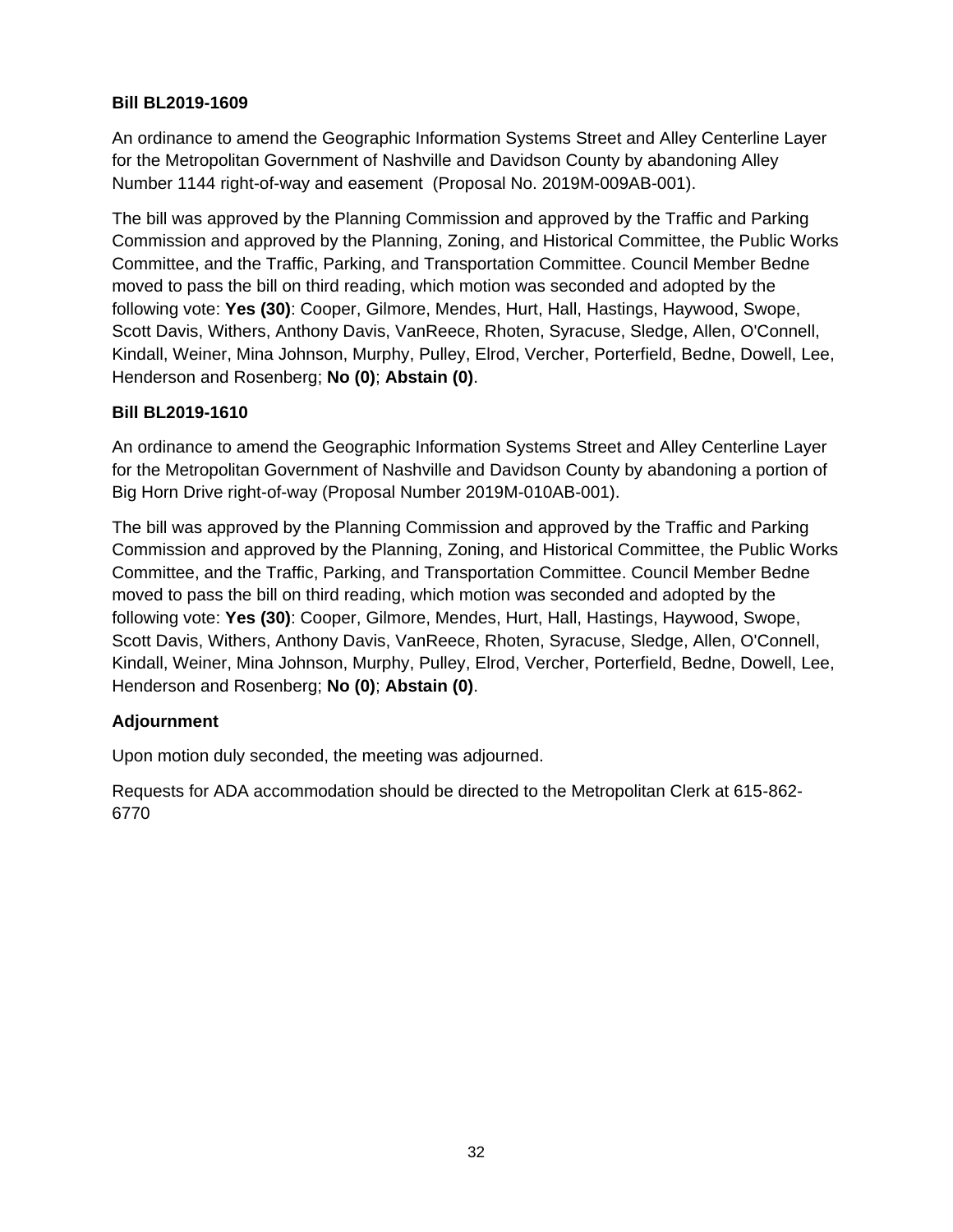### Bill BL2019-1609

An ordinance to amend the Geographic Information Systems Street and Alley Centerline Layer for the Metropolitan Government of Nashville and Davidson County by abandoning Alley Number 1144 right-of-way and easement (Proposal No. 2019M-009AB-001).

The bill was approved by the Planning Commission and approved by the Traffic and Parking Commission and approved by the Planning, Zoning, and Historical Committee, the Public Works Committee, and the Traffic, Parking, and Transportation Committee. Council Member Bedne moved to pass the bill on third reading, which motion was seconded and adopted by the following vote: **Yes (30)**: Cooper, Gilmore, Mendes, Hurt, Hall, Hastings, Haywood, Swope, Scott Davis, Withers, Anthony Davis, VanReece, Rhoten, Syracuse, Sledge, Allen, O'Connell, Kindall, Weiner, Mina Johnson, Murphy, Pulley, Elrod, Vercher, Porterfield, Bedne, Dowell, Lee, Henderson and Rosenberg; **No (0)**; **Abstain (0)**.

### Bill BL2019-1610

An ordinance to amend the Geographic Information Systems Street and Alley Centerline Layer for the Metropolitan Government of Nashville and Davidson County by abandoning a portion of Big Horn Drive right-of-way (Proposal Number 2019M-010AB-001).

The bill was approved by the Planning Commission and approved by the Traffic and Parking Commission and approved by the Planning, Zoning, and Historical Committee, the Public Works Committee, and the Traffic, Parking, and Transportation Committee. Council Member Bedne moved to pass the bill on third reading, which motion was seconded and adopted by the following vote: **Yes (30)**: Cooper, Gilmore, Mendes, Hurt, Hall, Hastings, Haywood, Swope, Scott Davis, Withers, Anthony Davis, VanReece, Rhoten, Syracuse, Sledge, Allen, O'Connell, Kindall, Weiner, Mina Johnson, Murphy, Pulley, Elrod, Vercher, Porterfield, Bedne, Dowell, Lee, Henderson and Rosenberg; **No (0)**; **Abstain (0)**.

### Adjournment

Upon motion duly seconded, the meeting was adjourned.

Requests for ADA accommodation should be directed to the Metropolitan Clerk at 615-862-6770